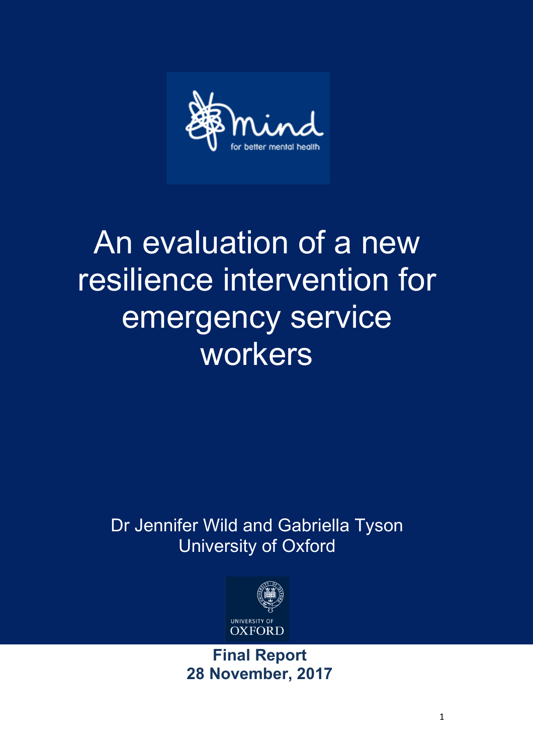mind

for better mental health

# An evaluation of a new resilience intervention for emergency service workers

Dr Jennifer Wild and Gabriella Tyson
University of Oxford

UNIVERSITY OF OXFORD

**Final Report**
**28 November, 2017**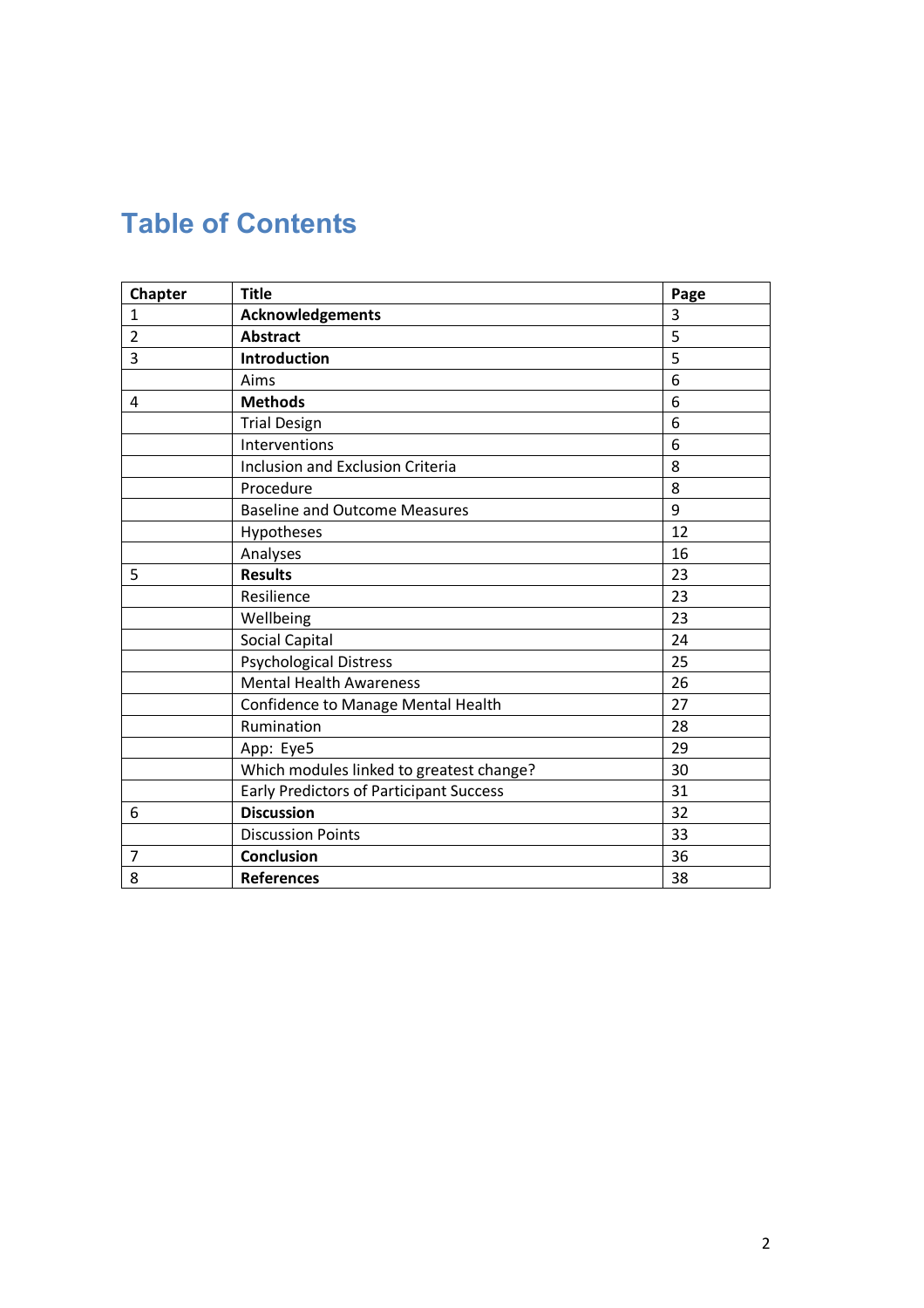# Table of Contents

| Chapter | Title | Page |
|---|---|---|
| 1 | **Acknowledgements** | 3 |
| 2 | **Abstract** | 5 |
| 3 | **Introduction** | 5 |
| | Aims | 6 |
| 4 | **Methods** | 6 |
| | Trial Design | 6 |
| | Interventions | 6 |
| | Inclusion and Exclusion Criteria | 8 |
| | Procedure | 8 |
| | Baseline and Outcome Measures | 9 |
| | Hypotheses | 12 |
| | Analyses | 16 |
| 5 | **Results** | 23 |
| | Resilience | 23 |
| | Wellbeing | 23 |
| | Social Capital | 24 |
| | Psychological Distress | 25 |
| | Mental Health Awareness | 26 |
| | Confidence to Manage Mental Health | 27 |
| | Rumination | 28 |
| | App: Eye5 | 29 |
| | Which modules linked to greatest change? | 30 |
| | Early Predictors of Participant Success | 31 |
| 6 | **Discussion** | 32 |
| | Discussion Points | 33 |
| 7 | **Conclusion** | 36 |
| 8 | **References** | 38 |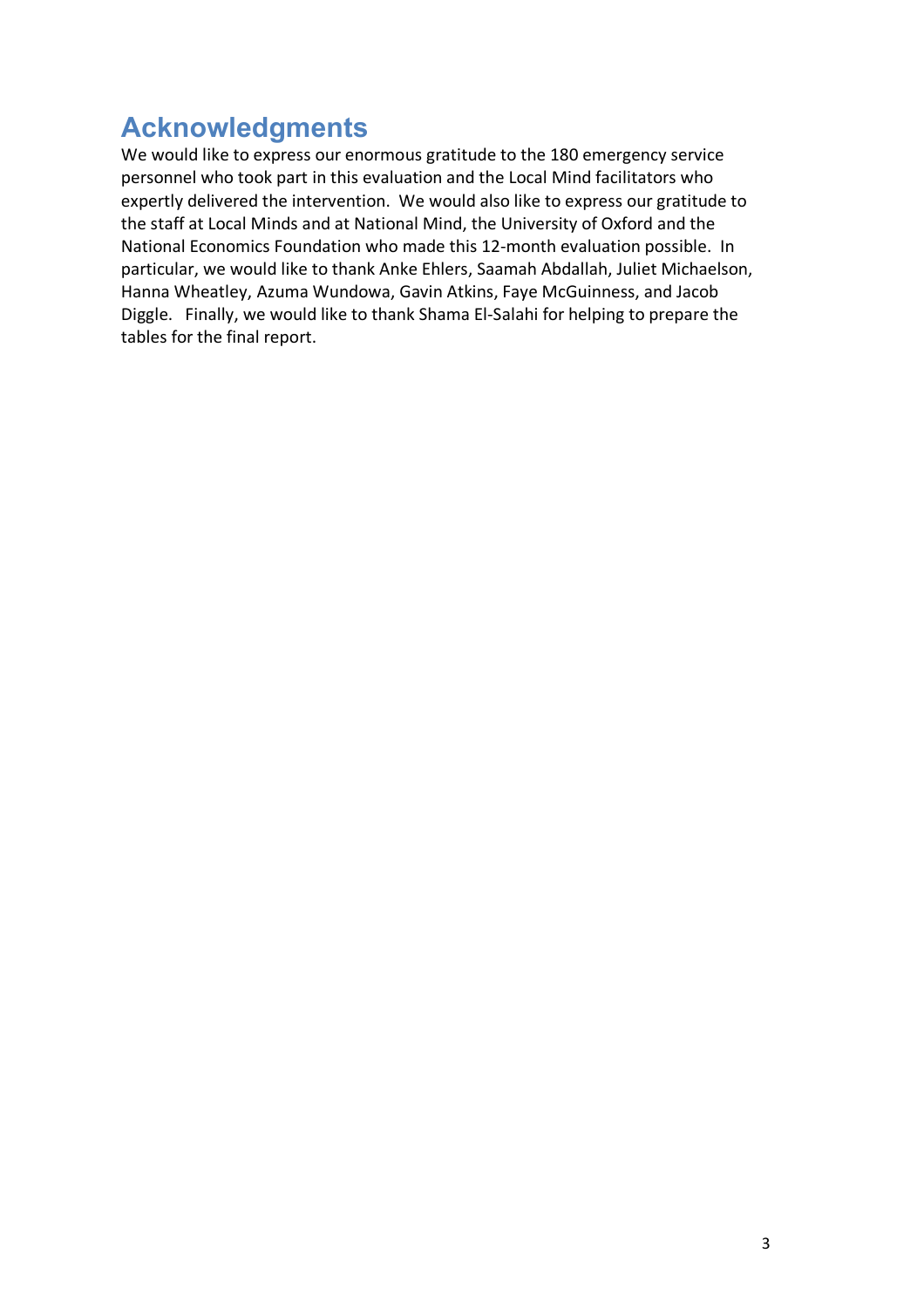# Acknowledgments

We would like to express our enormous gratitude to the 180 emergency service personnel who took part in this evaluation and the Local Mind facilitators who expertly delivered the intervention. We would also like to express our gratitude to the staff at Local Minds and at National Mind, the University of Oxford and the National Economics Foundation who made this 12-month evaluation possible. In particular, we would like to thank Anke Ehlers, Saamah Abdallah, Juliet Michaelson, Hanna Wheatley, Azuma Wundowa, Gavin Atkins, Faye McGuinness, and Jacob Diggle. Finally, we would like to thank Shama El-Salahi for helping to prepare the tables for the final report.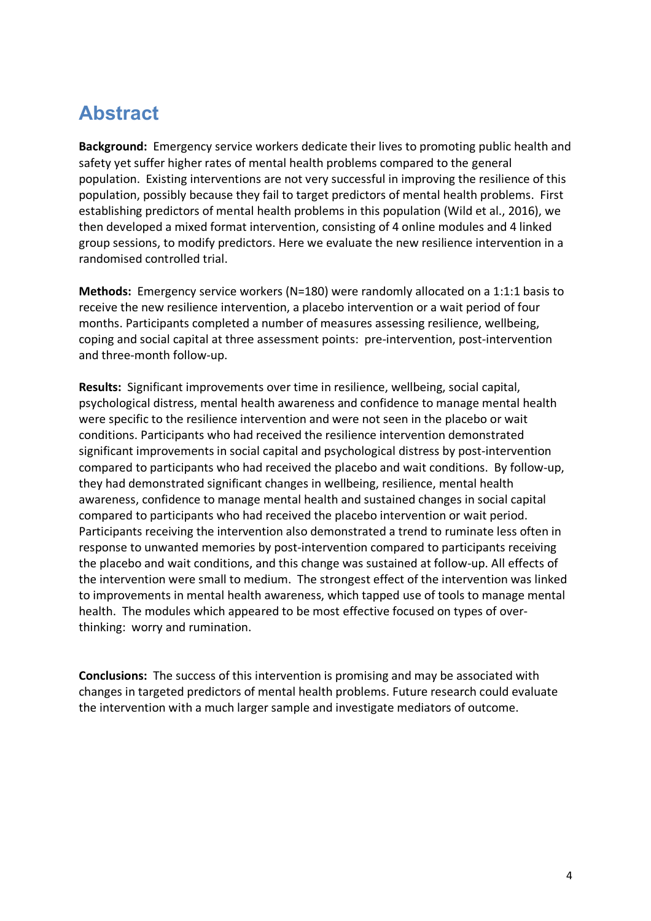## Abstract

**Background:** Emergency service workers dedicate their lives to promoting public health and safety yet suffer higher rates of mental health problems compared to the general population. Existing interventions are not very successful in improving the resilience of this population, possibly because they fail to target predictors of mental health problems. First establishing predictors of mental health problems in this population (Wild et al., 2016), we then developed a mixed format intervention, consisting of 4 online modules and 4 linked group sessions, to modify predictors. Here we evaluate the new resilience intervention in a randomised controlled trial.

**Methods:** Emergency service workers (N=180) were randomly allocated on a 1:1:1 basis to receive the new resilience intervention, a placebo intervention or a wait period of four months. Participants completed a number of measures assessing resilience, wellbeing, coping and social capital at three assessment points: pre-intervention, post-intervention and three-month follow-up.

**Results:** Significant improvements over time in resilience, wellbeing, social capital, psychological distress, mental health awareness and confidence to manage mental health were specific to the resilience intervention and were not seen in the placebo or wait conditions. Participants who had received the resilience intervention demonstrated significant improvements in social capital and psychological distress by post-intervention compared to participants who had received the placebo and wait conditions. By follow-up, they had demonstrated significant changes in wellbeing, resilience, mental health awareness, confidence to manage mental health and sustained changes in social capital compared to participants who had received the placebo intervention or wait period. Participants receiving the intervention also demonstrated a trend to ruminate less often in response to unwanted memories by post-intervention compared to participants receiving the placebo and wait conditions, and this change was sustained at follow-up. All effects of the intervention were small to medium. The strongest effect of the intervention was linked to improvements in mental health awareness, which tapped use of tools to manage mental health. The modules which appeared to be most effective focused on types of over-thinking: worry and rumination.

**Conclusions:** The success of this intervention is promising and may be associated with changes in targeted predictors of mental health problems. Future research could evaluate the intervention with a much larger sample and investigate mediators of outcome.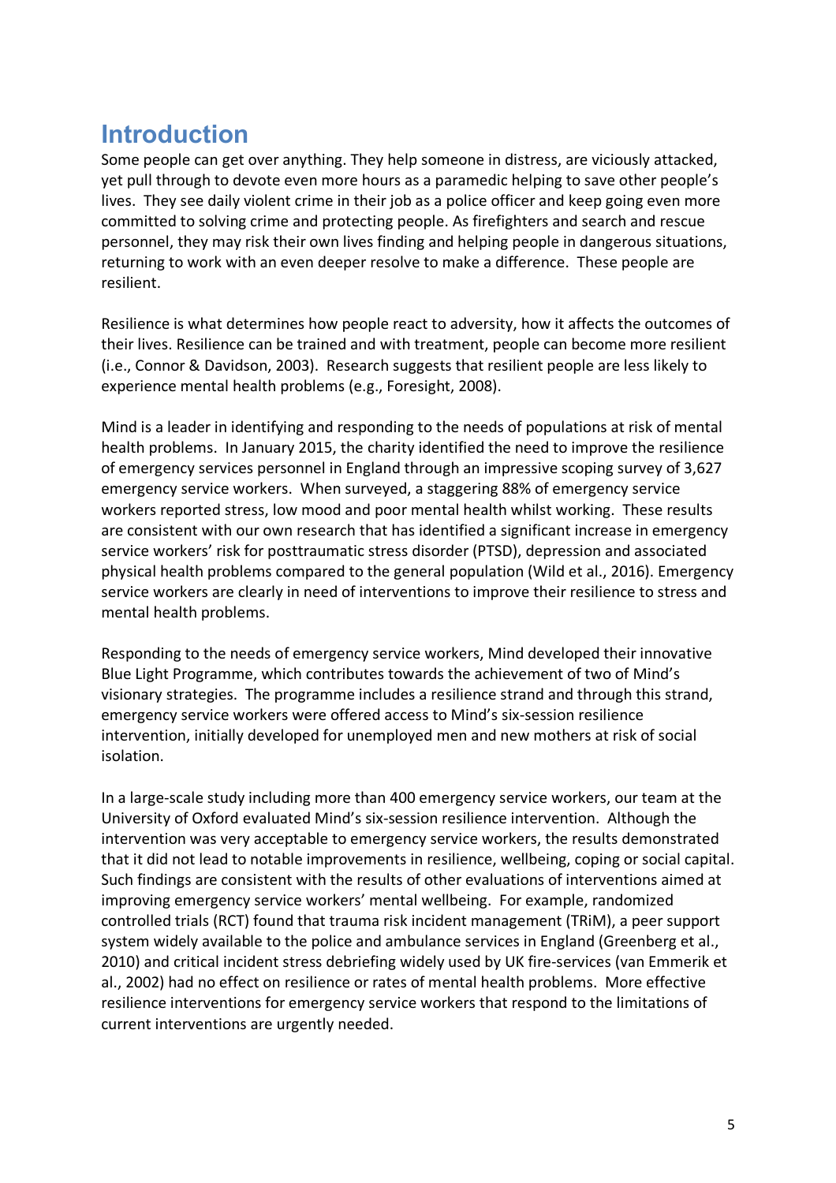# Introduction

Some people can get over anything. They help someone in distress, are viciously attacked, yet pull through to devote even more hours as a paramedic helping to save other people's lives. They see daily violent crime in their job as a police officer and keep going even more committed to solving crime and protecting people. As firefighters and search and rescue personnel, they may risk their own lives finding and helping people in dangerous situations, returning to work with an even deeper resolve to make a difference. These people are resilient.

Resilience is what determines how people react to adversity, how it affects the outcomes of their lives. Resilience can be trained and with treatment, people can become more resilient (i.e., Connor & Davidson, 2003). Research suggests that resilient people are less likely to experience mental health problems (e.g., Foresight, 2008).

Mind is a leader in identifying and responding to the needs of populations at risk of mental health problems. In January 2015, the charity identified the need to improve the resilience of emergency services personnel in England through an impressive scoping survey of 3,627 emergency service workers. When surveyed, a staggering 88% of emergency service workers reported stress, low mood and poor mental health whilst working. These results are consistent with our own research that has identified a significant increase in emergency service workers' risk for posttraumatic stress disorder (PTSD), depression and associated physical health problems compared to the general population (Wild et al., 2016). Emergency service workers are clearly in need of interventions to improve their resilience to stress and mental health problems.

Responding to the needs of emergency service workers, Mind developed their innovative Blue Light Programme, which contributes towards the achievement of two of Mind's visionary strategies. The programme includes a resilience strand and through this strand, emergency service workers were offered access to Mind's six-session resilience intervention, initially developed for unemployed men and new mothers at risk of social isolation.

In a large-scale study including more than 400 emergency service workers, our team at the University of Oxford evaluated Mind's six-session resilience intervention. Although the intervention was very acceptable to emergency service workers, the results demonstrated that it did not lead to notable improvements in resilience, wellbeing, coping or social capital. Such findings are consistent with the results of other evaluations of interventions aimed at improving emergency service workers' mental wellbeing. For example, randomized controlled trials (RCT) found that trauma risk incident management (TRiM), a peer support system widely available to the police and ambulance services in England (Greenberg et al., 2010) and critical incident stress debriefing widely used by UK fire-services (van Emmerik et al., 2002) had no effect on resilience or rates of mental health problems. More effective resilience interventions for emergency service workers that respond to the limitations of current interventions are urgently needed.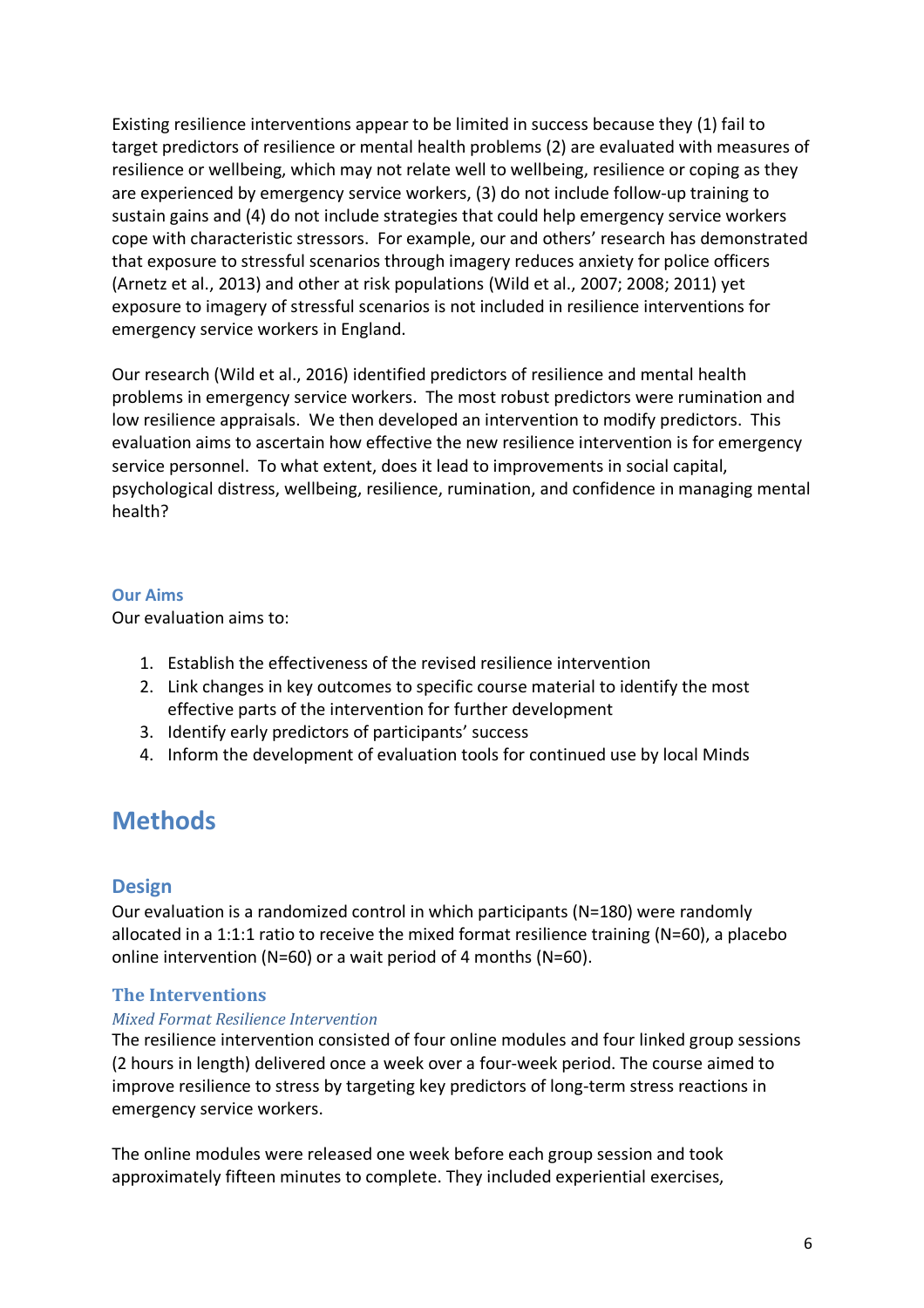Existing resilience interventions appear to be limited in success because they (1) fail to target predictors of resilience or mental health problems (2) are evaluated with measures of resilience or wellbeing, which may not relate well to wellbeing, resilience or coping as they are experienced by emergency service workers, (3) do not include follow-up training to sustain gains and (4) do not include strategies that could help emergency service workers cope with characteristic stressors. For example, our and others' research has demonstrated that exposure to stressful scenarios through imagery reduces anxiety for police officers (Arnetz et al., 2013) and other at risk populations (Wild et al., 2007; 2008; 2011) yet exposure to imagery of stressful scenarios is not included in resilience interventions for emergency service workers in England.

Our research (Wild et al., 2016) identified predictors of resilience and mental health problems in emergency service workers. The most robust predictors were rumination and low resilience appraisals. We then developed an intervention to modify predictors. This evaluation aims to ascertain how effective the new resilience intervention is for emergency service personnel. To what extent, does it lead to improvements in social capital, psychological distress, wellbeing, resilience, rumination, and confidence in managing mental health?

### Our Aims

Our evaluation aims to:

1. Establish the effectiveness of the revised resilience intervention
2. Link changes in key outcomes to specific course material to identify the most effective parts of the intervention for further development
3. Identify early predictors of participants' success
4. Inform the development of evaluation tools for continued use by local Minds

# Methods

## Design

Our evaluation is a randomized control in which participants (N=180) were randomly allocated in a 1:1:1 ratio to receive the mixed format resilience training (N=60), a placebo online intervention (N=60) or a wait period of 4 months (N=60).

### The Interventions

#### *Mixed Format Resilience Intervention*

The resilience intervention consisted of four online modules and four linked group sessions (2 hours in length) delivered once a week over a four-week period. The course aimed to improve resilience to stress by targeting key predictors of long-term stress reactions in emergency service workers.

The online modules were released one week before each group session and took approximately fifteen minutes to complete. They included experiential exercises,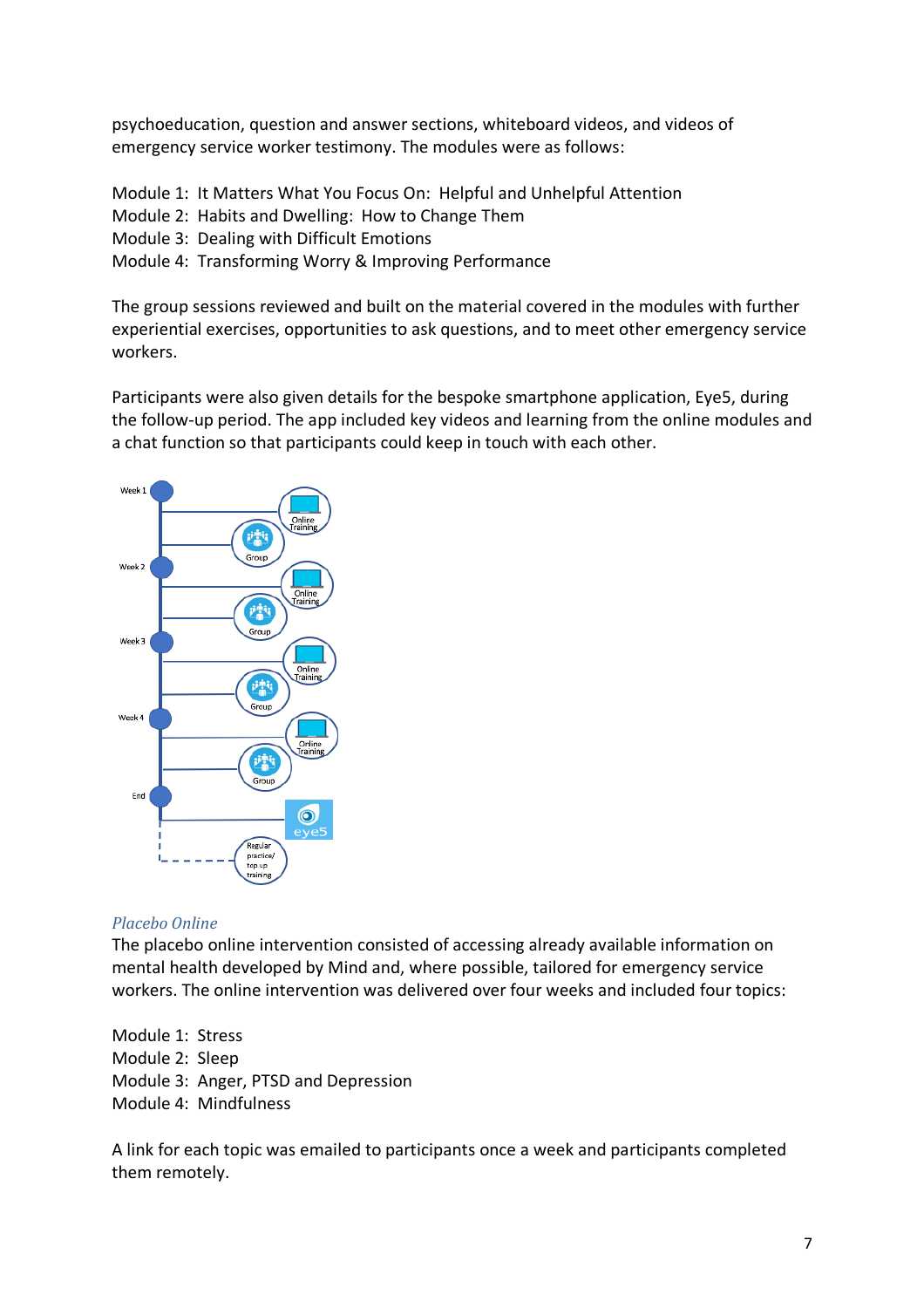psychoeducation, question and answer sections, whiteboard videos, and videos of emergency service worker testimony. The modules were as follows:

Module 1: It Matters What You Focus On: Helpful and Unhelpful Attention
Module 2: Habits and Dwelling: How to Change Them
Module 3: Dealing with Difficult Emotions
Module 4: Transforming Worry & Improving Performance

The group sessions reviewed and built on the material covered in the modules with further experiential exercises, opportunities to ask questions, and to meet other emergency service workers.

Participants were also given details for the bespoke smartphone application, Eye5, during the follow-up period. The app included key videos and learning from the online modules and a chat function so that participants could keep in touch with each other.

Week 1
Online Training
Group
Week 2
Online Training
Group
Week 3
Online Training
Group
Week 4
Online Training
Group
End
eye5
Regular practice/ top up training

*Placebo Online*

The placebo online intervention consisted of accessing already available information on mental health developed by Mind and, where possible, tailored for emergency service workers. The online intervention was delivered over four weeks and included four topics:

Module 1: Stress
Module 2: Sleep
Module 3: Anger, PTSD and Depression
Module 4: Mindfulness

A link for each topic was emailed to participants once a week and participants completed them remotely.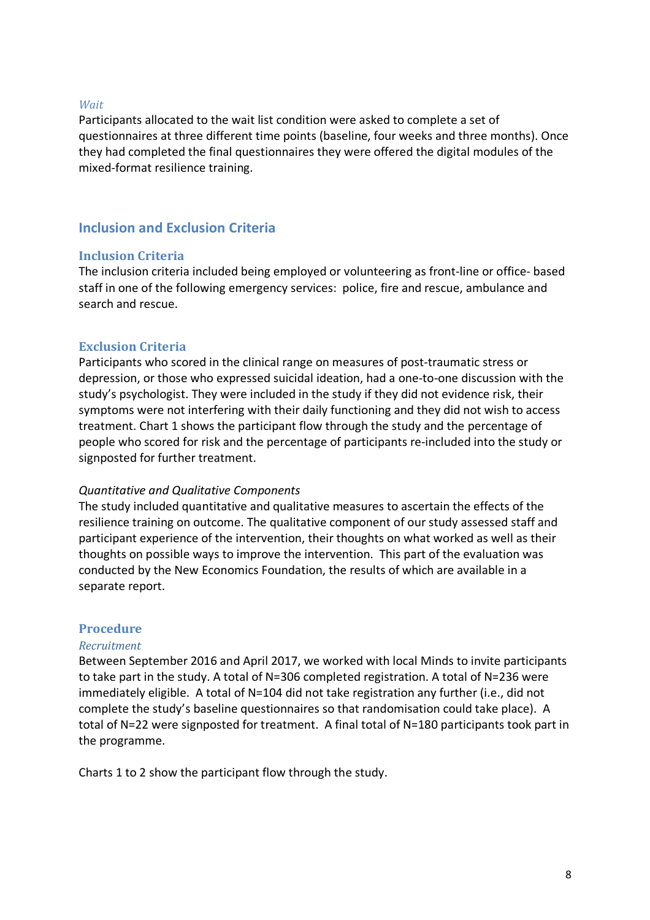*Wait*

Participants allocated to the wait list condition were asked to complete a set of questionnaires at three different time points (baseline, four weeks and three months). Once they had completed the final questionnaires they were offered the digital modules of the mixed-format resilience training.

## Inclusion and Exclusion Criteria

### Inclusion Criteria

The inclusion criteria included being employed or volunteering as front-line or office- based staff in one of the following emergency services: police, fire and rescue, ambulance and search and rescue.

### Exclusion Criteria

Participants who scored in the clinical range on measures of post-traumatic stress or depression, or those who expressed suicidal ideation, had a one-to-one discussion with the study's psychologist. They were included in the study if they did not evidence risk, their symptoms were not interfering with their daily functioning and they did not wish to access treatment. Chart 1 shows the participant flow through the study and the percentage of people who scored for risk and the percentage of participants re-included into the study or signposted for further treatment.

*Quantitative and Qualitative Components*

The study included quantitative and qualitative measures to ascertain the effects of the resilience training on outcome. The qualitative component of our study assessed staff and participant experience of the intervention, their thoughts on what worked as well as their thoughts on possible ways to improve the intervention. This part of the evaluation was conducted by the New Economics Foundation, the results of which are available in a separate report.

## Procedure

*Recruitment*

Between September 2016 and April 2017, we worked with local Minds to invite participants to take part in the study. A total of N=306 completed registration. A total of N=236 were immediately eligible. A total of N=104 did not take registration any further (i.e., did not complete the study's baseline questionnaires so that randomisation could take place). A total of N=22 were signposted for treatment. A final total of N=180 participants took part in the programme.

Charts 1 to 2 show the participant flow through the study.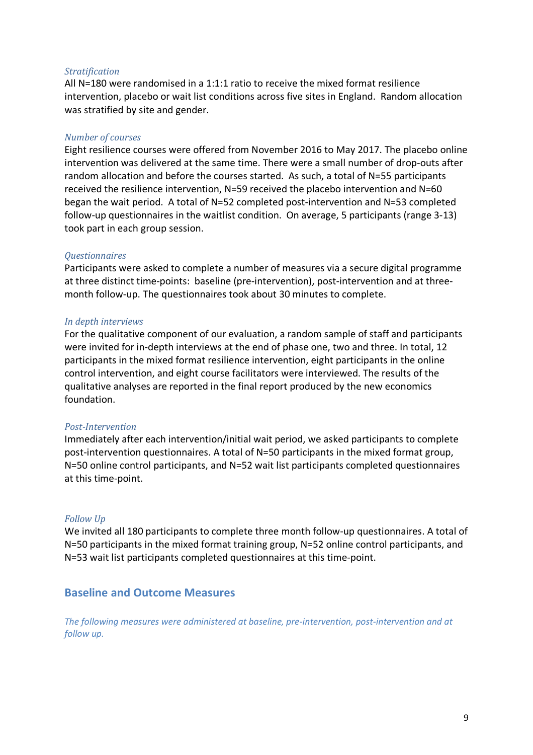*Stratification*

All N=180 were randomised in a 1:1:1 ratio to receive the mixed format resilience intervention, placebo or wait list conditions across five sites in England. Random allocation was stratified by site and gender.

*Number of courses*

Eight resilience courses were offered from November 2016 to May 2017. The placebo online intervention was delivered at the same time. There were a small number of drop-outs after random allocation and before the courses started. As such, a total of N=55 participants received the resilience intervention, N=59 received the placebo intervention and N=60 began the wait period. A total of N=52 completed post-intervention and N=53 completed follow-up questionnaires in the waitlist condition. On average, 5 participants (range 3-13) took part in each group session.

*Questionnaires*

Participants were asked to complete a number of measures via a secure digital programme at three distinct time-points: baseline (pre-intervention), post-intervention and at three-month follow-up. The questionnaires took about 30 minutes to complete.

*In depth interviews*

For the qualitative component of our evaluation, a random sample of staff and participants were invited for in-depth interviews at the end of phase one, two and three. In total, 12 participants in the mixed format resilience intervention, eight participants in the online control intervention, and eight course facilitators were interviewed. The results of the qualitative analyses are reported in the final report produced by the new economics foundation.

*Post-Intervention*

Immediately after each intervention/initial wait period, we asked participants to complete post-intervention questionnaires. A total of N=50 participants in the mixed format group, N=50 online control participants, and N=52 wait list participants completed questionnaires at this time-point.

*Follow Up*

We invited all 180 participants to complete three month follow-up questionnaires. A total of N=50 participants in the mixed format training group, N=52 online control participants, and N=53 wait list participants completed questionnaires at this time-point.

## Baseline and Outcome Measures

*The following measures were administered at baseline, pre-intervention, post-intervention and at follow up.*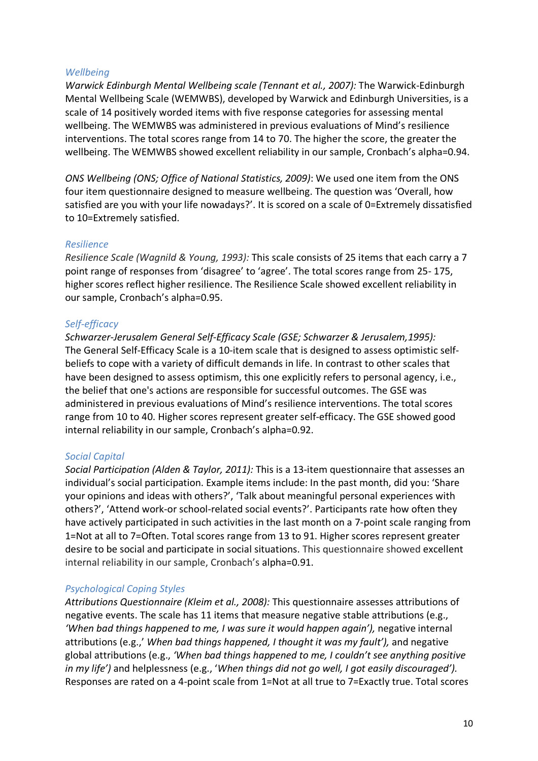*Wellbeing*

*Warwick Edinburgh Mental Wellbeing scale (Tennant et al., 2007):* The Warwick-Edinburgh Mental Wellbeing Scale (WEMWBS), developed by Warwick and Edinburgh Universities, is a scale of 14 positively worded items with five response categories for assessing mental wellbeing. The WEMWBS was administered in previous evaluations of Mind's resilience interventions. The total scores range from 14 to 70. The higher the score, the greater the wellbeing. The WEMWBS showed excellent reliability in our sample, Cronbach's alpha=0.94.

*ONS Wellbeing (ONS; Office of National Statistics, 2009)*: We used one item from the ONS four item questionnaire designed to measure wellbeing. The question was 'Overall, how satisfied are you with your life nowadays?'. It is scored on a scale of 0=Extremely dissatisfied to 10=Extremely satisfied.

*Resilience*

*Resilience Scale (Wagnild & Young, 1993):* This scale consists of 25 items that each carry a 7 point range of responses from 'disagree' to 'agree'. The total scores range from 25- 175, higher scores reflect higher resilience. The Resilience Scale showed excellent reliability in our sample, Cronbach's alpha=0.95.

*Self-efficacy*

*Schwarzer-Jerusalem General Self-Efficacy Scale (GSE; Schwarzer & Jerusalem,1995):* The General Self-Efficacy Scale is a 10-item scale that is designed to assess optimistic self-beliefs to cope with a variety of difficult demands in life. In contrast to other scales that have been designed to assess optimism, this one explicitly refers to personal agency, i.e., the belief that one's actions are responsible for successful outcomes. The GSE was administered in previous evaluations of Mind's resilience interventions. The total scores range from 10 to 40. Higher scores represent greater self-efficacy. The GSE showed good internal reliability in our sample, Cronbach's alpha=0.92.

*Social Capital*

*Social Participation (Alden & Taylor, 2011):* This is a 13-item questionnaire that assesses an individual's social participation. Example items include: In the past month, did you: 'Share your opinions and ideas with others?', 'Talk about meaningful personal experiences with others?', 'Attend work-or school-related social events?'. Participants rate how often they have actively participated in such activities in the last month on a 7-point scale ranging from 1=Not at all to 7=Often. Total scores range from 13 to 91. Higher scores represent greater desire to be social and participate in social situations. This questionnaire showed excellent internal reliability in our sample, Cronbach's alpha=0.91.

*Psychological Coping Styles*

*Attributions Questionnaire (Kleim et al., 2008):* This questionnaire assesses attributions of negative events. The scale has 11 items that measure negative stable attributions (e.g., *'When bad things happened to me, I was sure it would happen again'),* negative internal attributions (e.g.,' *When bad things happened, I thought it was my fault'),* and negative global attributions (e.g., *'When bad things happened to me, I couldn't see anything positive in my life')* and helplessness (e.g., '*When things did not go well, I got easily discouraged').* Responses are rated on a 4-point scale from 1=Not at all true to 7=Exactly true. Total scores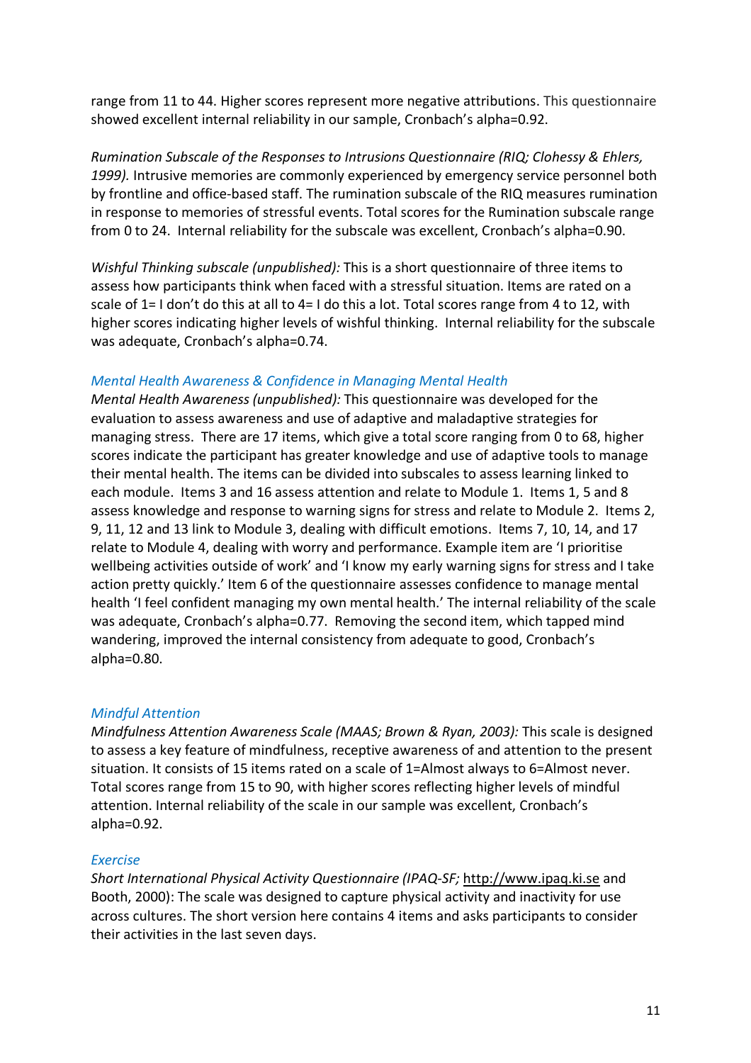range from 11 to 44. Higher scores represent more negative attributions. This questionnaire showed excellent internal reliability in our sample, Cronbach's alpha=0.92.

*Rumination Subscale of the Responses to Intrusions Questionnaire (RIQ; Clohessy & Ehlers, 1999).* Intrusive memories are commonly experienced by emergency service personnel both by frontline and office-based staff. The rumination subscale of the RIQ measures rumination in response to memories of stressful events. Total scores for the Rumination subscale range from 0 to 24. Internal reliability for the subscale was excellent, Cronbach's alpha=0.90.

*Wishful Thinking subscale (unpublished):* This is a short questionnaire of three items to assess how participants think when faced with a stressful situation. Items are rated on a scale of 1= I don't do this at all to 4= I do this a lot. Total scores range from 4 to 12, with higher scores indicating higher levels of wishful thinking. Internal reliability for the subscale was adequate, Cronbach's alpha=0.74.

### *Mental Health Awareness & Confidence in Managing Mental Health*

*Mental Health Awareness (unpublished):* This questionnaire was developed for the evaluation to assess awareness and use of adaptive and maladaptive strategies for managing stress. There are 17 items, which give a total score ranging from 0 to 68, higher scores indicate the participant has greater knowledge and use of adaptive tools to manage their mental health. The items can be divided into subscales to assess learning linked to each module. Items 3 and 16 assess attention and relate to Module 1. Items 1, 5 and 8 assess knowledge and response to warning signs for stress and relate to Module 2. Items 2, 9, 11, 12 and 13 link to Module 3, dealing with difficult emotions. Items 7, 10, 14, and 17 relate to Module 4, dealing with worry and performance. Example item are 'I prioritise wellbeing activities outside of work' and 'I know my early warning signs for stress and I take action pretty quickly.' Item 6 of the questionnaire assesses confidence to manage mental health 'I feel confident managing my own mental health.' The internal reliability of the scale was adequate, Cronbach's alpha=0.77. Removing the second item, which tapped mind wandering, improved the internal consistency from adequate to good, Cronbach's alpha=0.80.

### *Mindful Attention*

*Mindfulness Attention Awareness Scale (MAAS; Brown & Ryan, 2003):* This scale is designed to assess a key feature of mindfulness, receptive awareness of and attention to the present situation. It consists of 15 items rated on a scale of 1=Almost always to 6=Almost never. Total scores range from 15 to 90, with higher scores reflecting higher levels of mindful attention. Internal reliability of the scale in our sample was excellent, Cronbach's alpha=0.92.

### *Exercise*

*Short International Physical Activity Questionnaire (IPAQ-SF;* http://www.ipaq.ki.se and Booth, 2000): The scale was designed to capture physical activity and inactivity for use across cultures. The short version here contains 4 items and asks participants to consider their activities in the last seven days.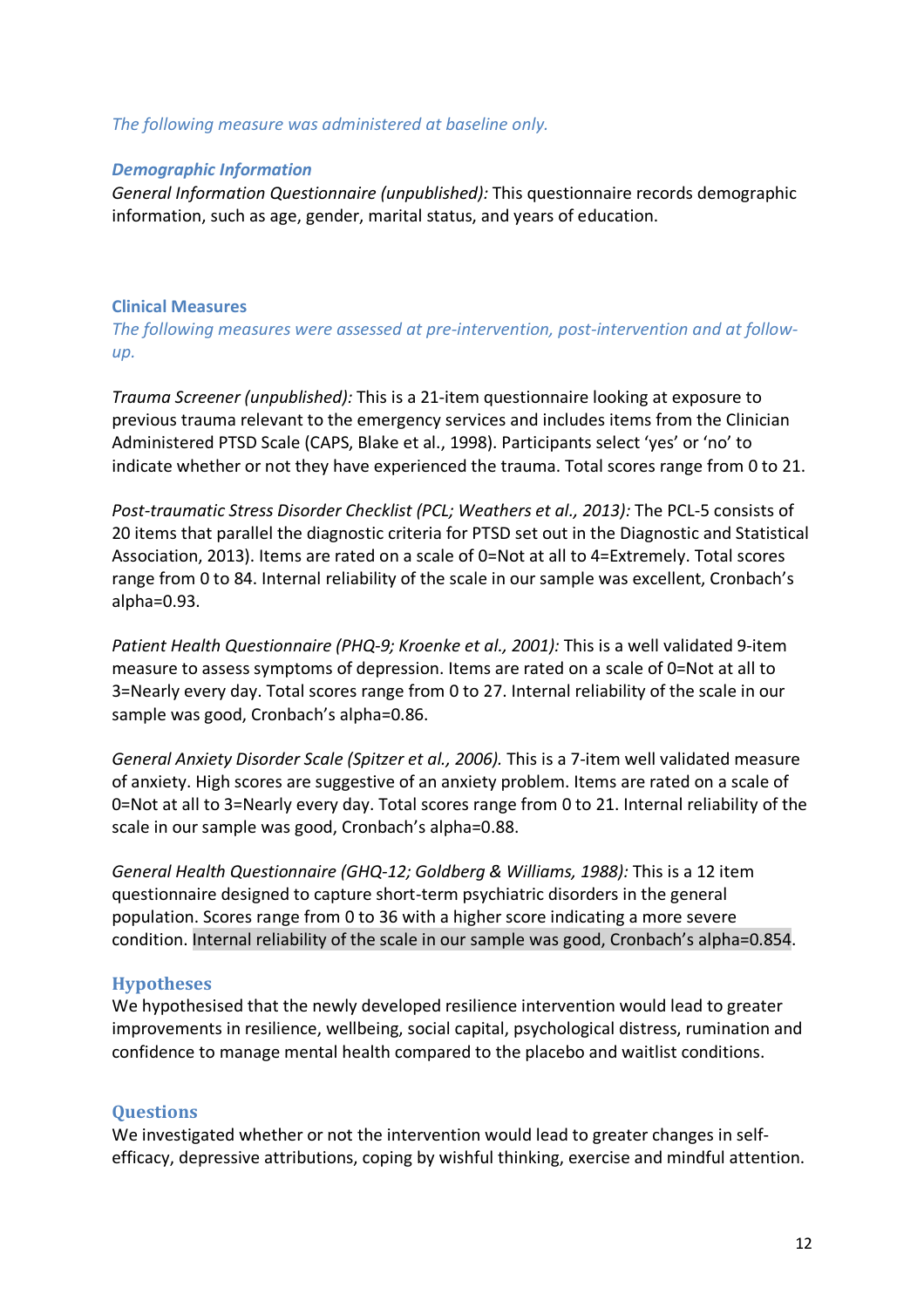*The following measure was administered at baseline only.*

### *Demographic Information*

*General Information Questionnaire (unpublished):* This questionnaire records demographic information, such as age, gender, marital status, and years of education.

### Clinical Measures

*The following measures were assessed at pre-intervention, post-intervention and at follow-up.*

*Trauma Screener (unpublished):* This is a 21-item questionnaire looking at exposure to previous trauma relevant to the emergency services and includes items from the Clinician Administered PTSD Scale (CAPS, Blake et al., 1998). Participants select 'yes' or 'no' to indicate whether or not they have experienced the trauma. Total scores range from 0 to 21.

*Post-traumatic Stress Disorder Checklist (PCL; Weathers et al., 2013):* The PCL-5 consists of 20 items that parallel the diagnostic criteria for PTSD set out in the Diagnostic and Statistical Association, 2013). Items are rated on a scale of 0=Not at all to 4=Extremely. Total scores range from 0 to 84. Internal reliability of the scale in our sample was excellent, Cronbach's alpha=0.93.

*Patient Health Questionnaire (PHQ-9; Kroenke et al., 2001):* This is a well validated 9-item measure to assess symptoms of depression. Items are rated on a scale of 0=Not at all to 3=Nearly every day. Total scores range from 0 to 27. Internal reliability of the scale in our sample was good, Cronbach's alpha=0.86.

*General Anxiety Disorder Scale (Spitzer et al., 2006).* This is a 7-item well validated measure of anxiety. High scores are suggestive of an anxiety problem. Items are rated on a scale of 0=Not at all to 3=Nearly every day. Total scores range from 0 to 21. Internal reliability of the scale in our sample was good, Cronbach's alpha=0.88.

*General Health Questionnaire (GHQ-12; Goldberg & Williams, 1988):* This is a 12 item questionnaire designed to capture short-term psychiatric disorders in the general population. Scores range from 0 to 36 with a higher score indicating a more severe condition. Internal reliability of the scale in our sample was good, Cronbach's alpha=0.854.

### Hypotheses

We hypothesised that the newly developed resilience intervention would lead to greater improvements in resilience, wellbeing, social capital, psychological distress, rumination and confidence to manage mental health compared to the placebo and waitlist conditions.

### Questions

We investigated whether or not the intervention would lead to greater changes in self-efficacy, depressive attributions, coping by wishful thinking, exercise and mindful attention.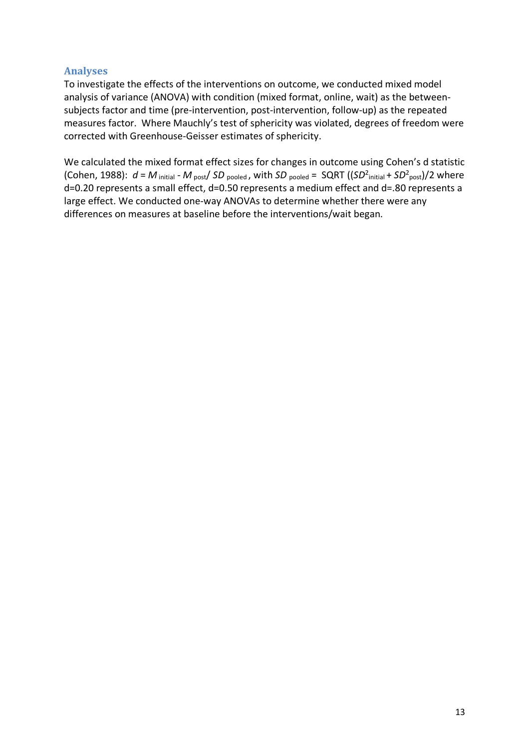## Analyses

To investigate the effects of the interventions on outcome, we conducted mixed model analysis of variance (ANOVA) with condition (mixed format, online, wait) as the between-subjects factor and time (pre-intervention, post-intervention, follow-up) as the repeated measures factor. Where Mauchly's test of sphericity was violated, degrees of freedom were corrected with Greenhouse-Geisser estimates of sphericity.

We calculated the mixed format effect sizes for changes in outcome using Cohen's d statistic (Cohen, 1988): $d = M_{\text{initial}} - M_{\text{post}} / SD_{\text{pooled}}$, with $SD_{\text{pooled}} = \text{SQRT}((SD^2_{\text{initial}} + SD^2_{\text{post}})/2$ where d=0.20 represents a small effect, d=0.50 represents a medium effect and d=.80 represents a large effect. We conducted one-way ANOVAs to determine whether there were any differences on measures at baseline before the interventions/wait began.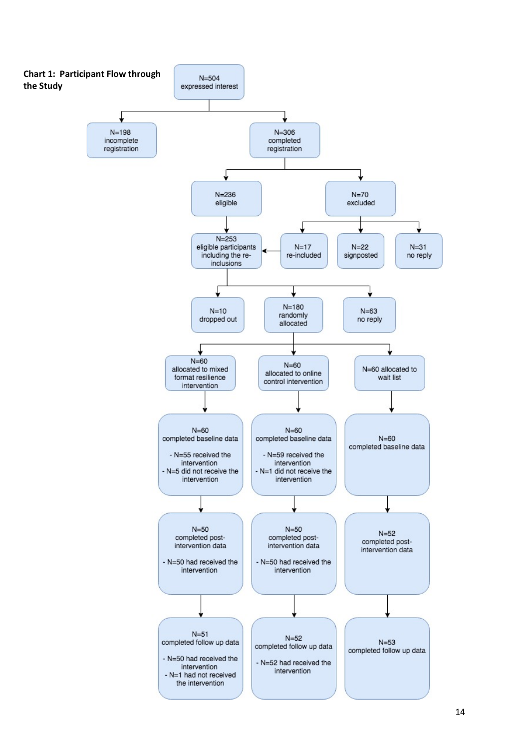**Chart 1: Participant Flow through the Study**

- N=504 expressed interest
  - N=198 incomplete registration
  - N=306 completed registration
    - N=236 eligible
    - N=70 excluded
      - N=17 re-included
      - N=22 signposted
      - N=31 no reply
- N=253 eligible participants including the re-inclusions
  - N=10 dropped out
  - N=180 randomly allocated
  - N=63 no reply

**N=60 allocated to mixed format resilience intervention**

- N=60 completed baseline data
  - N=55 received the intervention
  - N=5 did not receive the intervention
- N=50 completed post-intervention data
  - N=50 had received the intervention
- N=51 completed follow up data
  - N=50 had received the intervention
  - N=1 had not received the intervention

**N=60 allocated to online control intervention**

- N=60 completed baseline data
  - N=59 received the intervention
  - N=1 did not receive the intervention
- N=50 completed post-intervention data
  - N=50 had received the intervention
- N=52 completed follow up data
  - N=52 had received the intervention

**N=60 allocated to wait list**

- N=60 completed baseline data
- N=52 completed post-intervention data
- N=53 completed follow up data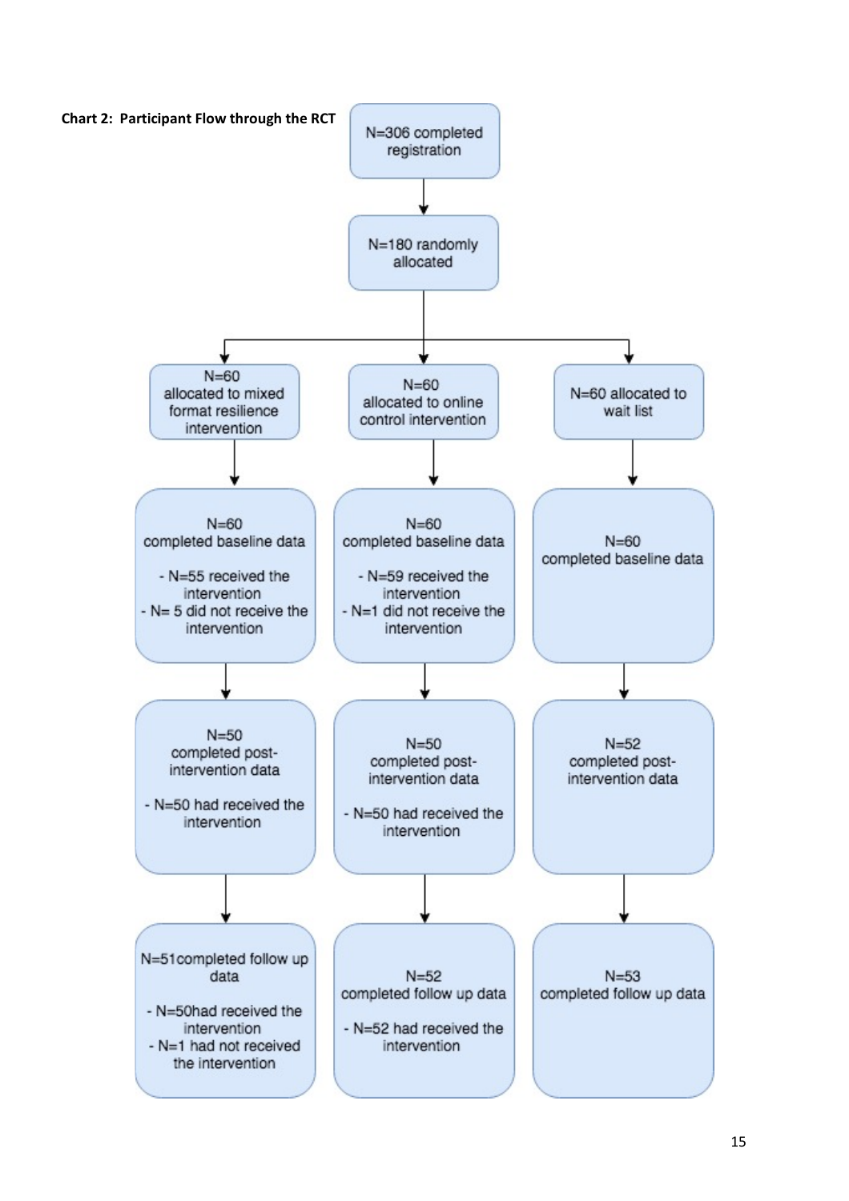**Chart 2: Participant Flow through the RCT**

N=306 completed registration

↓

N=180 randomly allocated

↓

| Mixed format resilience intervention | Online control intervention | Wait list |
|---|---|---|
| N=60 allocated to mixed format resilience intervention | N=60 allocated to online control intervention | N=60 allocated to wait list |
| N=60 completed baseline data<br>- N=55 received the intervention<br>- N= 5 did not receive the intervention | N=60 completed baseline data<br>- N=59 received the intervention<br>- N=1 did not receive the intervention | N=60 completed baseline data |
| N=50 completed post-intervention data<br>- N=50 had received the intervention | N=50 completed post-intervention data<br>- N=50 had received the intervention | N=52 completed post-intervention data |
| N=51completed follow up data<br>- N=50had received the intervention<br>- N=1 had not received the intervention | N=52 completed follow up data<br>- N=52 had received the intervention | N=53 completed follow up data |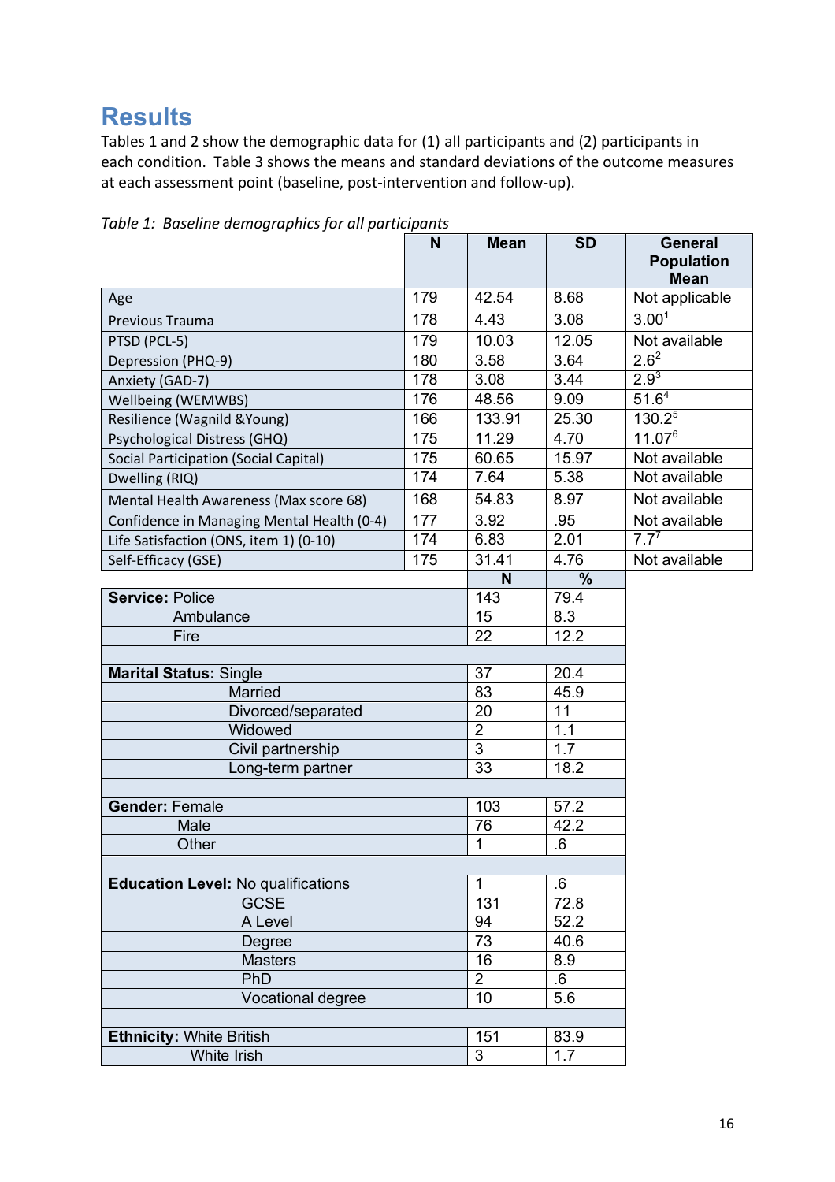# Results

Tables 1 and 2 show the demographic data for (1) all participants and (2) participants in each condition. Table 3 shows the means and standard deviations of the outcome measures at each assessment point (baseline, post-intervention and follow-up).

*Table 1: Baseline demographics for all participants*

| | N | Mean | SD | General Population Mean |
|---|---|---|---|---|
| Age | 179 | 42.54 | 8.68 | Not applicable |
| Previous Trauma | 178 | 4.43 | 3.08 | 3.00[1] |
| PTSD (PCL-5) | 179 | 10.03 | 12.05 | Not available |
| Depression (PHQ-9) | 180 | 3.58 | 3.64 | 2.6[2] |
| Anxiety (GAD-7) | 178 | 3.08 | 3.44 | 2.9[3] |
| Wellbeing (WEMWBS) | 176 | 48.56 | 9.09 | 51.6[4] |
| Resilience (Wagnild &Young) | 166 | 133.91 | 25.30 | 130.2[5] |
| Psychological Distress (GHQ) | 175 | 11.29 | 4.70 | 11.07[6] |
| Social Participation (Social Capital) | 175 | 60.65 | 15.97 | Not available |
| Dwelling (RIQ) | 174 | 7.64 | 5.38 | Not available |
| Mental Health Awareness (Max score 68) | 168 | 54.83 | 8.97 | Not available |
| Confidence in Managing Mental Health (0-4) | 177 | 3.92 | .95 | Not available |
| Life Satisfaction (ONS, item 1) (0-10) | 174 | 6.83 | 2.01 | 7.7[7] |
| Self-Efficacy (GSE) | 175 | 31.41 | 4.76 | Not available |

| | N | % |
|---|---|---|
| **Service:** Police | 143 | 79.4 |
| Ambulance | 15 | 8.3 |
| Fire | 22 | 12.2 |
| | | |
| **Marital Status:** Single | 37 | 20.4 |
| Married | 83 | 45.9 |
| Divorced/separated | 20 | 11 |
| Widowed | 2 | 1.1 |
| Civil partnership | 3 | 1.7 |
| Long-term partner | 33 | 18.2 |
| | | |
| **Gender:** Female | 103 | 57.2 |
| Male | 76 | 42.2 |
| Other | 1 | .6 |
| | | |
| **Education Level:** No qualifications | 1 | .6 |
| GCSE | 131 | 72.8 |
| A Level | 94 | 52.2 |
| Degree | 73 | 40.6 |
| Masters | 16 | 8.9 |
| PhD | 2 | .6 |
| Vocational degree | 10 | 5.6 |
| | | |
| **Ethnicity:** White British | 151 | 83.9 |
| White Irish | 3 | 1.7 |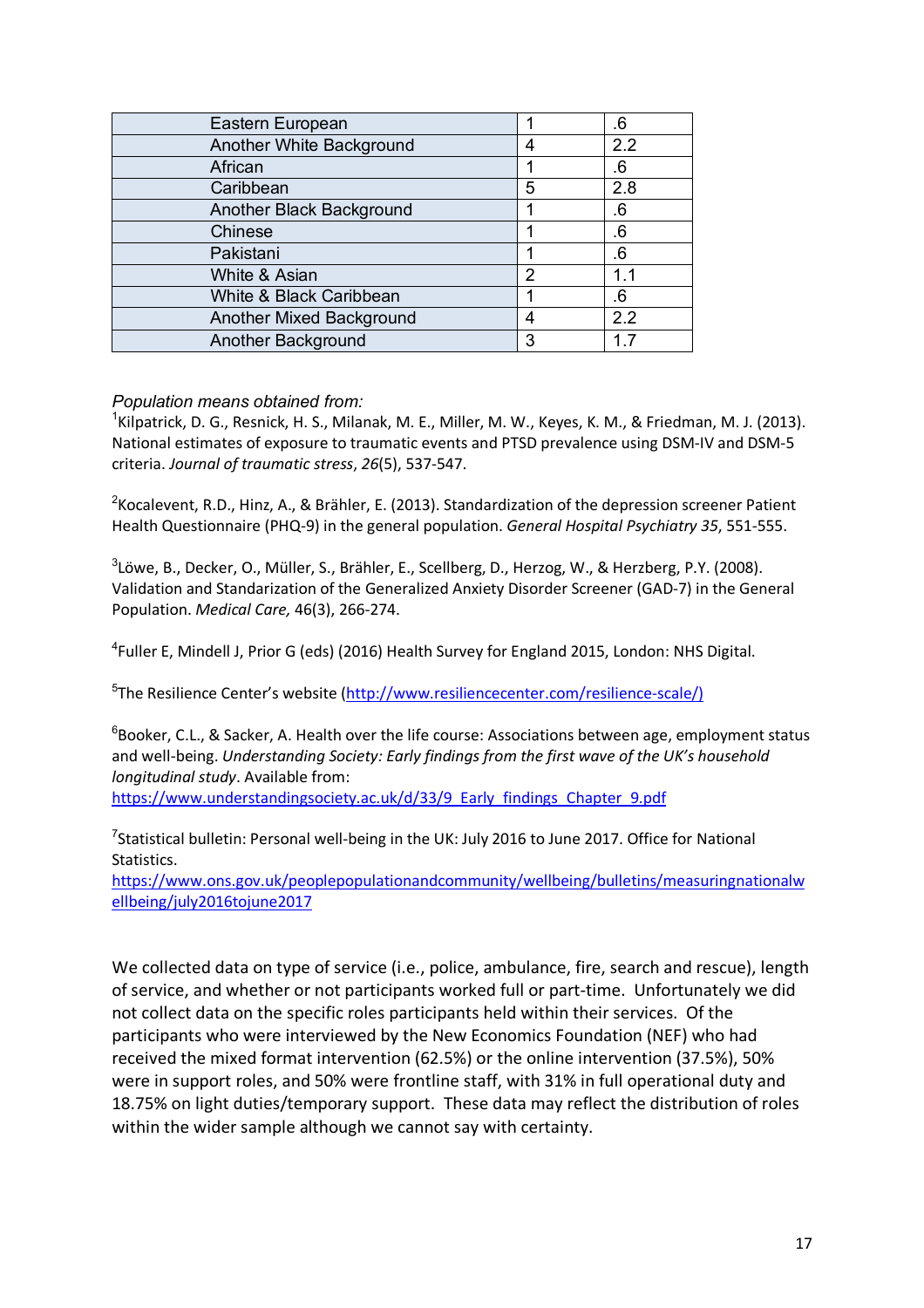| | | |
|---|---|---|
| Eastern European | 1 | .6 |
| Another White Background | 4 | 2.2 |
| African | 1 | .6 |
| Caribbean | 5 | 2.8 |
| Another Black Background | 1 | .6 |
| Chinese | 1 | .6 |
| Pakistani | 1 | .6 |
| White & Asian | 2 | 1.1 |
| White & Black Caribbean | 1 | .6 |
| Another Mixed Background | 4 | 2.2 |
| Another Background | 3 | 1.7 |

*Population means obtained from:*

[1]Kilpatrick, D. G., Resnick, H. S., Milanak, M. E., Miller, M. W., Keyes, K. M., & Friedman, M. J. (2013). National estimates of exposure to traumatic events and PTSD prevalence using DSM-IV and DSM-5 criteria. *Journal of traumatic stress*, *26*(5), 537-547.

[2]Kocalevent, R.D., Hinz, A., & Brähler, E. (2013). Standardization of the depression screener Patient Health Questionnaire (PHQ-9) in the general population. *General Hospital Psychiatry 35*, 551-555.

[3]Löwe, B., Decker, O., Müller, S., Brähler, E., Scellberg, D., Herzog, W., & Herzberg, P.Y. (2008). Validation and Standarization of the Generalized Anxiety Disorder Screener (GAD-7) in the General Population. *Medical Care,* 46(3), 266-274.

[4]Fuller E, Mindell J, Prior G (eds) (2016) Health Survey for England 2015, London: NHS Digital.

[5]The Resilience Center's website (http://www.resiliencecenter.com/resilience-scale/)

[6]Booker, C.L., & Sacker, A. Health over the life course: Associations between age, employment status and well-being. *Understanding Society: Early findings from the first wave of the UK's household longitudinal study*. Available from: https://www.understandingsociety.ac.uk/d/33/9_Early_findings_Chapter_9.pdf

[7]Statistical bulletin: Personal well-being in the UK: July 2016 to June 2017. Office for National Statistics. https://www.ons.gov.uk/peoplepopulationandcommunity/wellbeing/bulletins/measuringnationalwellbeing/july2016tojune2017

We collected data on type of service (i.e., police, ambulance, fire, search and rescue), length of service, and whether or not participants worked full or part-time. Unfortunately we did not collect data on the specific roles participants held within their services. Of the participants who were interviewed by the New Economics Foundation (NEF) who had received the mixed format intervention (62.5%) or the online intervention (37.5%), 50% were in support roles, and 50% were frontline staff, with 31% in full operational duty and 18.75% on light duties/temporary support. These data may reflect the distribution of roles within the wider sample although we cannot say with certainty.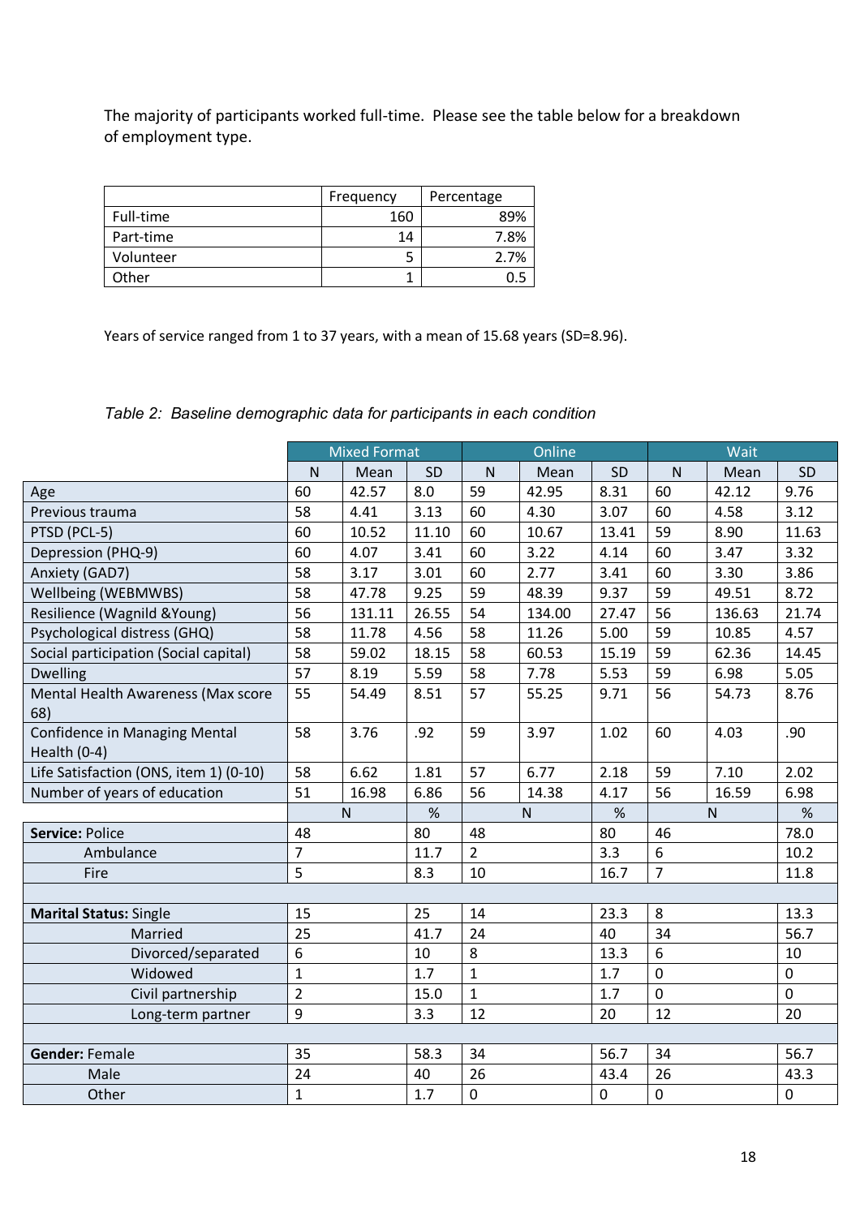The majority of participants worked full-time. Please see the table below for a breakdown of employment type.

| | Frequency | Percentage |
|---|---|---|
| Full-time | 160 | 89% |
| Part-time | 14 | 7.8% |
| Volunteer | 5 | 2.7% |
| Other | 1 | 0.5 |

Years of service ranged from 1 to 37 years, with a mean of 15.68 years (SD=8.96).

*Table 2: Baseline demographic data for participants in each condition*

| | Mixed Format | | | Online | | | Wait | | |
|---|---|---|---|---|---|---|---|---|---|
| | N | Mean | SD | N | Mean | SD | N | Mean | SD |
| Age | 60 | 42.57 | 8.0 | 59 | 42.95 | 8.31 | 60 | 42.12 | 9.76 |
| Previous trauma | 58 | 4.41 | 3.13 | 60 | 4.30 | 3.07 | 60 | 4.58 | 3.12 |
| PTSD (PCL-5) | 60 | 10.52 | 11.10 | 60 | 10.67 | 13.41 | 59 | 8.90 | 11.63 |
| Depression (PHQ-9) | 60 | 4.07 | 3.41 | 60 | 3.22 | 4.14 | 60 | 3.47 | 3.32 |
| Anxiety (GAD7) | 58 | 3.17 | 3.01 | 60 | 2.77 | 3.41 | 60 | 3.30 | 3.86 |
| Wellbeing (WEBMWBS) | 58 | 47.78 | 9.25 | 59 | 48.39 | 9.37 | 59 | 49.51 | 8.72 |
| Resilience (Wagnild &Young) | 56 | 131.11 | 26.55 | 54 | 134.00 | 27.47 | 56 | 136.63 | 21.74 |
| Psychological distress (GHQ) | 58 | 11.78 | 4.56 | 58 | 11.26 | 5.00 | 59 | 10.85 | 4.57 |
| Social participation (Social capital) | 58 | 59.02 | 18.15 | 58 | 60.53 | 15.19 | 59 | 62.36 | 14.45 |
| Dwelling | 57 | 8.19 | 5.59 | 58 | 7.78 | 5.53 | 59 | 6.98 | 5.05 |
| Mental Health Awareness (Max score 68) | 55 | 54.49 | 8.51 | 57 | 55.25 | 9.71 | 56 | 54.73 | 8.76 |
| Confidence in Managing Mental Health (0-4) | 58 | 3.76 | .92 | 59 | 3.97 | 1.02 | 60 | 4.03 | .90 |
| Life Satisfaction (ONS, item 1) (0-10) | 58 | 6.62 | 1.81 | 57 | 6.77 | 2.18 | 59 | 7.10 | 2.02 |
| Number of years of education | 51 | 16.98 | 6.86 | 56 | 14.38 | 4.17 | 56 | 16.59 | 6.98 |
| | N | | % | N | | % | N | | % |
| **Service:** Police | 48 | | 80 | 48 | | 80 | 46 | | 78.0 |
| Ambulance | 7 | | 11.7 | 2 | | 3.3 | 6 | | 10.2 |
| Fire | 5 | | 8.3 | 10 | | 16.7 | 7 | | 11.8 |
| | | | | | | | | | |
| **Marital Status:** Single | 15 | | 25 | 14 | | 23.3 | 8 | | 13.3 |
| Married | 25 | | 41.7 | 24 | | 40 | 34 | | 56.7 |
| Divorced/separated | 6 | | 10 | 8 | | 13.3 | 6 | | 10 |
| Widowed | 1 | | 1.7 | 1 | | 1.7 | 0 | | 0 |
| Civil partnership | 2 | | 15.0 | 1 | | 1.7 | 0 | | 0 |
| Long-term partner | 9 | | 3.3 | 12 | | 20 | 12 | | 20 |
| | | | | | | | | | |
| **Gender:** Female | 35 | | 58.3 | 34 | | 56.7 | 34 | | 56.7 |
| Male | 24 | | 40 | 26 | | 43.4 | 26 | | 43.3 |
| Other | 1 | | 1.7 | 0 | | 0 | 0 | | 0 |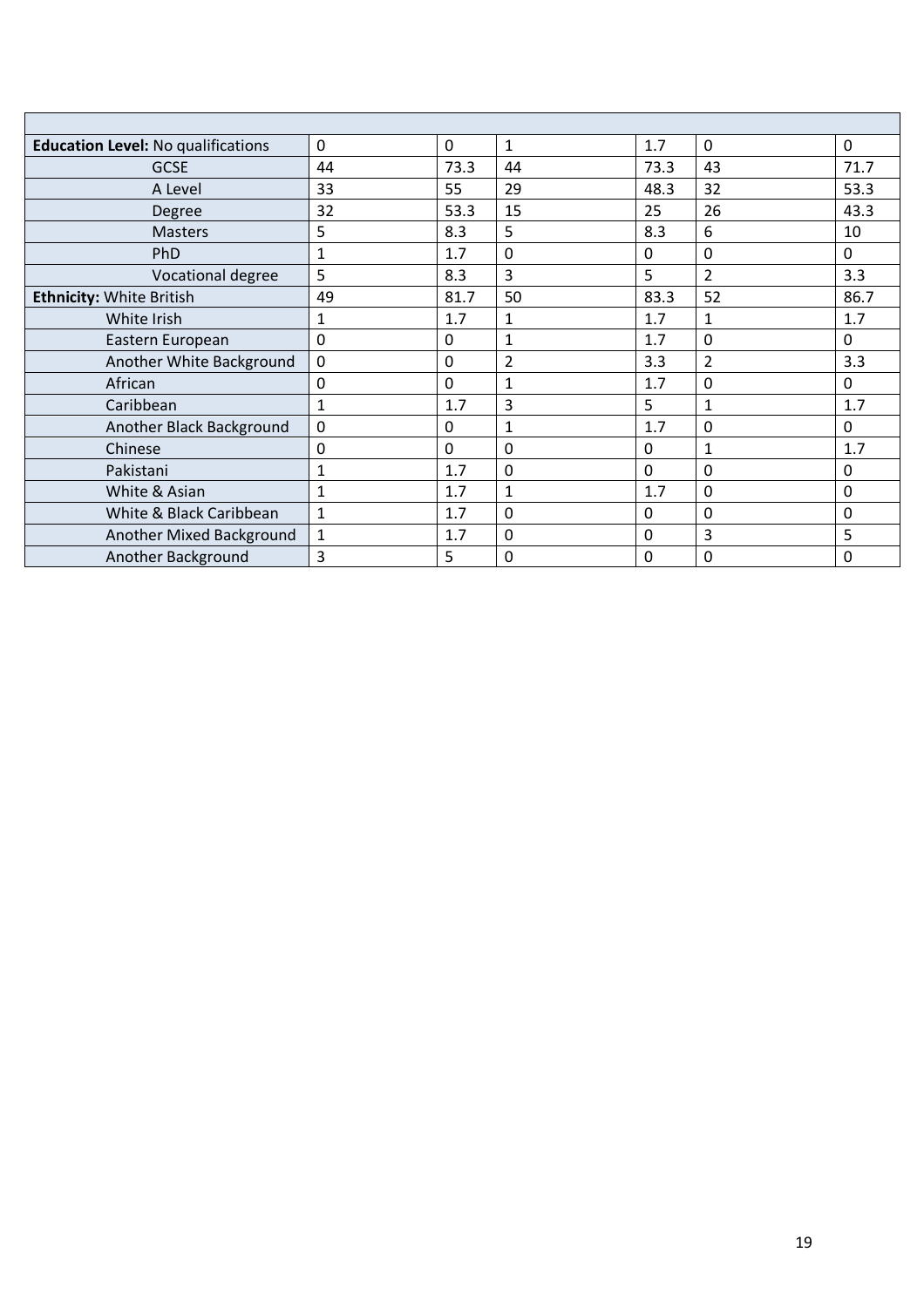| | | | | | | |
|---|---|---|---|---|---|---|
| **Education Level:** No qualifications | 0 | 0 | 1 | 1.7 | 0 | 0 |
| GCSE | 44 | 73.3 | 44 | 73.3 | 43 | 71.7 |
| A Level | 33 | 55 | 29 | 48.3 | 32 | 53.3 |
| Degree | 32 | 53.3 | 15 | 25 | 26 | 43.3 |
| Masters | 5 | 8.3 | 5 | 8.3 | 6 | 10 |
| PhD | 1 | 1.7 | 0 | 0 | 0 | 0 |
| Vocational degree | 5 | 8.3 | 3 | 5 | 2 | 3.3 |
| **Ethnicity:** White British | 49 | 81.7 | 50 | 83.3 | 52 | 86.7 |
| White Irish | 1 | 1.7 | 1 | 1.7 | 1 | 1.7 |
| Eastern European | 0 | 0 | 1 | 1.7 | 0 | 0 |
| Another White Background | 0 | 0 | 2 | 3.3 | 2 | 3.3 |
| African | 0 | 0 | 1 | 1.7 | 0 | 0 |
| Caribbean | 1 | 1.7 | 3 | 5 | 1 | 1.7 |
| Another Black Background | 0 | 0 | 1 | 1.7 | 0 | 0 |
| Chinese | 0 | 0 | 0 | 0 | 1 | 1.7 |
| Pakistani | 1 | 1.7 | 0 | 0 | 0 | 0 |
| White & Asian | 1 | 1.7 | 1 | 1.7 | 0 | 0 |
| White & Black Caribbean | 1 | 1.7 | 0 | 0 | 0 | 0 |
| Another Mixed Background | 1 | 1.7 | 0 | 0 | 3 | 5 |
| Another Background | 3 | 5 | 0 | 0 | 0 | 0 |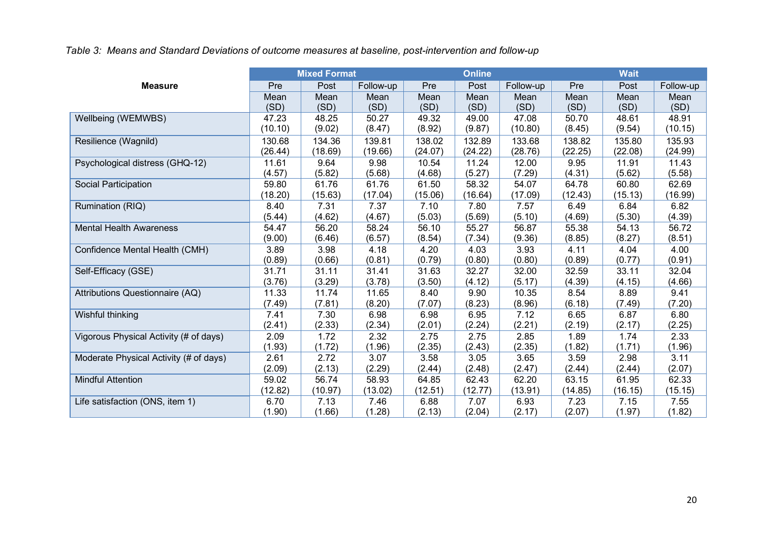*Table 3: Means and Standard Deviations of outcome measures at baseline, post-intervention and follow-up*

| Measure | Mixed Format | | | Online | | | Wait | | |
|---|---|---|---|---|---|---|---|---|---|
| | Pre | Post | Follow-up | Pre | Post | Follow-up | Pre | Post | Follow-up |
| | Mean (SD) | Mean (SD) | Mean (SD) | Mean (SD) | Mean (SD) | Mean (SD) | Mean (SD) | Mean (SD) | Mean (SD) |
| Wellbeing (WEMWBS) | 47.23 (10.10) | 48.25 (9.02) | 50.27 (8.47) | 49.32 (8.92) | 49.00 (9.87) | 47.08 (10.80) | 50.70 (8.45) | 48.61 (9.54) | 48.91 (10.15) |
| Resilience (Wagnild) | 130.68 (26.44) | 134.36 (18.69) | 139.81 (19.66) | 138.02 (24.07) | 132.89 (24.22) | 133.68 (28.76) | 138.82 (22.25) | 135.80 (22.08) | 135.93 (24.99) |
| Psychological distress (GHQ-12) | 11.61 (4.57) | 9.64 (5.82) | 9.98 (5.68) | 10.54 (4.68) | 11.24 (5.27) | 12.00 (7.29) | 9.95 (4.31) | 11.91 (5.62) | 11.43 (5.58) |
| Social Participation | 59.80 (18.20) | 61.76 (15.63) | 61.76 (17.04) | 61.50 (15.06) | 58.32 (16.64) | 54.07 (17.09) | 64.78 (12.43) | 60.80 (15.13) | 62.69 (16.99) |
| Rumination (RIQ) | 8.40 (5.44) | 7.31 (4.62) | 7.37 (4.67) | 7.10 (5.03) | 7.80 (5.69) | 7.57 (5.10) | 6.49 (4.69) | 6.84 (5.30) | 6.82 (4.39) |
| Mental Health Awareness | 54.47 (9.00) | 56.20 (6.46) | 58.24 (6.57) | 56.10 (8.54) | 55.27 (7.34) | 56.87 (9.36) | 55.38 (8.85) | 54.13 (8.27) | 56.72 (8.51) |
| Confidence Mental Health (CMH) | 3.89 (0.89) | 3.98 (0.66) | 4.18 (0.81) | 4.20 (0.79) | 4.03 (0.80) | 3.93 (0.80) | 4.11 (0.89) | 4.04 (0.77) | 4.00 (0.91) |
| Self-Efficacy (GSE) | 31.71 (3.76) | 31.11 (3.29) | 31.41 (3.78) | 31.63 (3.50) | 32.27 (4.12) | 32.00 (5.17) | 32.59 (4.39) | 33.11 (4.15) | 32.04 (4.66) |
| Attributions Questionnaire (AQ) | 11.33 (7.49) | 11.74 (7.81) | 11.65 (8.20) | 8.40 (7.07) | 9.90 (8.23) | 10.35 (8.96) | 8.54 (6.18) | 8.89 (7.49) | 9.41 (7.20) |
| Wishful thinking | 7.41 (2.41) | 7.30 (2.33) | 6.98 (2.34) | 6.98 (2.01) | 6.95 (2.24) | 7.12 (2.21) | 6.65 (2.19) | 6.87 (2.17) | 6.80 (2.25) |
| Vigorous Physical Activity (# of days) | 2.09 (1.93) | 1.72 (1.72) | 2.32 (1.96) | 2.75 (2.35) | 2.75 (2.43) | 2.85 (2.35) | 1.89 (1.82) | 1.74 (1.71) | 2.33 (1.96) |
| Moderate Physical Activity (# of days) | 2.61 (2.09) | 2.72 (2.13) | 3.07 (2.29) | 3.58 (2.44) | 3.05 (2.48) | 3.65 (2.47) | 3.59 (2.44) | 2.98 (2.44) | 3.11 (2.07) |
| Mindful Attention | 59.02 (12.82) | 56.74 (10.97) | 58.93 (13.02) | 64.85 (12.51) | 62.43 (12.77) | 62.20 (13.91) | 63.15 (14.85) | 61.95 (16.15) | 62.33 (15.15) |
| Life satisfaction (ONS, item 1) | 6.70 (1.90) | 7.13 (1.66) | 7.46 (1.28) | 6.88 (2.13) | 7.07 (2.04) | 6.93 (2.17) | 7.23 (2.07) | 7.15 (1.97) | 7.55 (1.82) |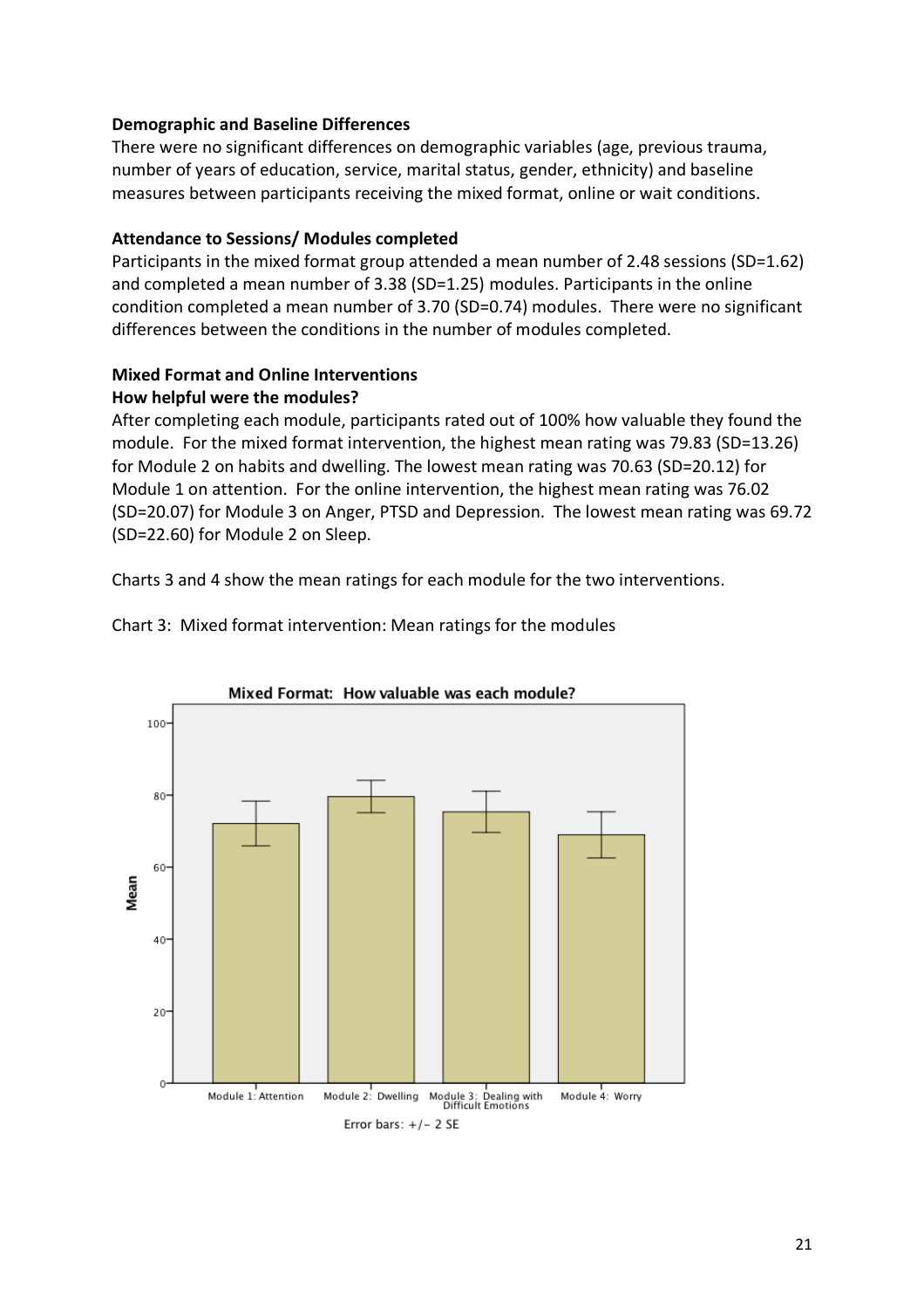**Demographic and Baseline Differences**

There were no significant differences on demographic variables (age, previous trauma, number of years of education, service, marital status, gender, ethnicity) and baseline measures between participants receiving the mixed format, online or wait conditions.

**Attendance to Sessions/ Modules completed**

Participants in the mixed format group attended a mean number of 2.48 sessions (SD=1.62) and completed a mean number of 3.38 (SD=1.25) modules. Participants in the online condition completed a mean number of 3.70 (SD=0.74) modules. There were no significant differences between the conditions in the number of modules completed.

**Mixed Format and Online Interventions**

**How helpful were the modules?**

After completing each module, participants rated out of 100% how valuable they found the module. For the mixed format intervention, the highest mean rating was 79.83 (SD=13.26) for Module 2 on habits and dwelling. The lowest mean rating was 70.63 (SD=20.12) for Module 1 on attention. For the online intervention, the highest mean rating was 76.02 (SD=20.07) for Module 3 on Anger, PTSD and Depression. The lowest mean rating was 69.72 (SD=22.60) for Module 2 on Sleep.

Charts 3 and 4 show the mean ratings for each module for the two interventions.

Chart 3: Mixed format intervention: Mean ratings for the modules

Mixed Format: How valuable was each module?

Module 1: Attention, Module 2: Dwelling, Module 3: Dealing with Difficult Emotions, Module 4: Worry

Error bars: +/- 2 SE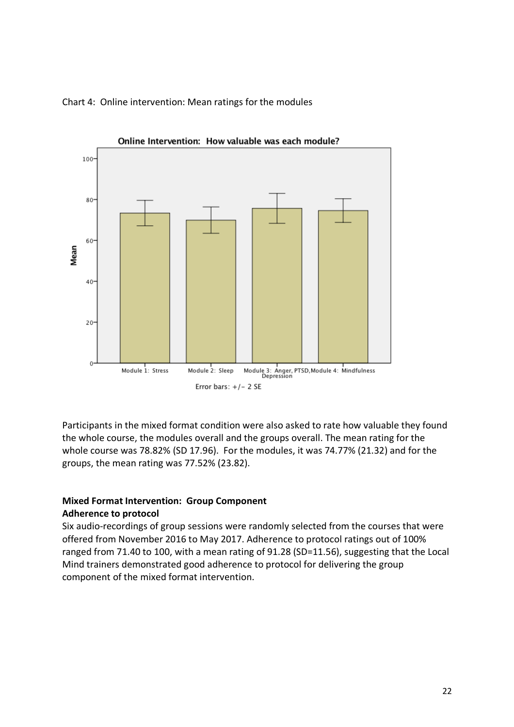Chart 4: Online intervention: Mean ratings for the modules

Participants in the mixed format condition were also asked to rate how valuable they found the whole course, the modules overall and the groups overall. The mean rating for the whole course was 78.82% (SD 17.96). For the modules, it was 74.77% (21.32) and for the groups, the mean rating was 77.52% (23.82).

**Mixed Format Intervention: Group Component**

**Adherence to protocol**

Six audio-recordings of group sessions were randomly selected from the courses that were offered from November 2016 to May 2017. Adherence to protocol ratings out of 100% ranged from 71.40 to 100, with a mean rating of 91.28 (SD=11.56), suggesting that the Local Mind trainers demonstrated good adherence to protocol for delivering the group component of the mixed format intervention.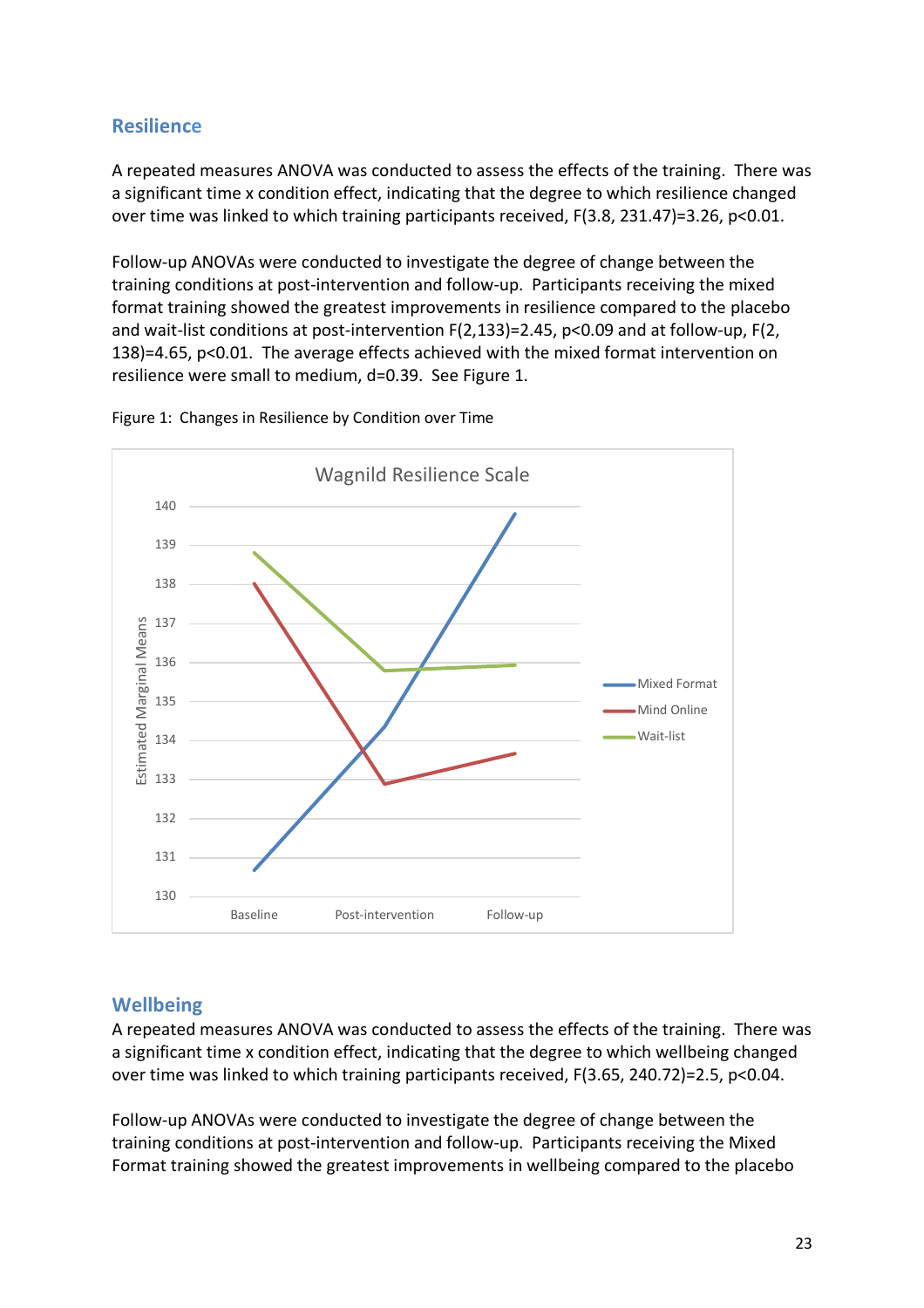## Resilience

A repeated measures ANOVA was conducted to assess the effects of the training. There was a significant time x condition effect, indicating that the degree to which resilience changed over time was linked to which training participants received, $F(3.8, 231.47)=3.26$, $p<0.01$.

Follow-up ANOVAs were conducted to investigate the degree of change between the training conditions at post-intervention and follow-up. Participants receiving the mixed format training showed the greatest improvements in resilience compared to the placebo and wait-list conditions at post-intervention $F(2,133)=2.45$, $p<0.09$ and at follow-up, $F(2, 138)=4.65$, $p<0.01$. The average effects achieved with the mixed format intervention on resilience were small to medium, $d=0.39$. See Figure 1.

Figure 1: Changes in Resilience by Condition over Time

## Wellbeing

A repeated measures ANOVA was conducted to assess the effects of the training. There was a significant time x condition effect, indicating that the degree to which wellbeing changed over time was linked to which training participants received, $F(3.65, 240.72)=2.5$, $p<0.04$.

Follow-up ANOVAs were conducted to investigate the degree of change between the training conditions at post-intervention and follow-up. Participants receiving the Mixed Format training showed the greatest improvements in wellbeing compared to the placebo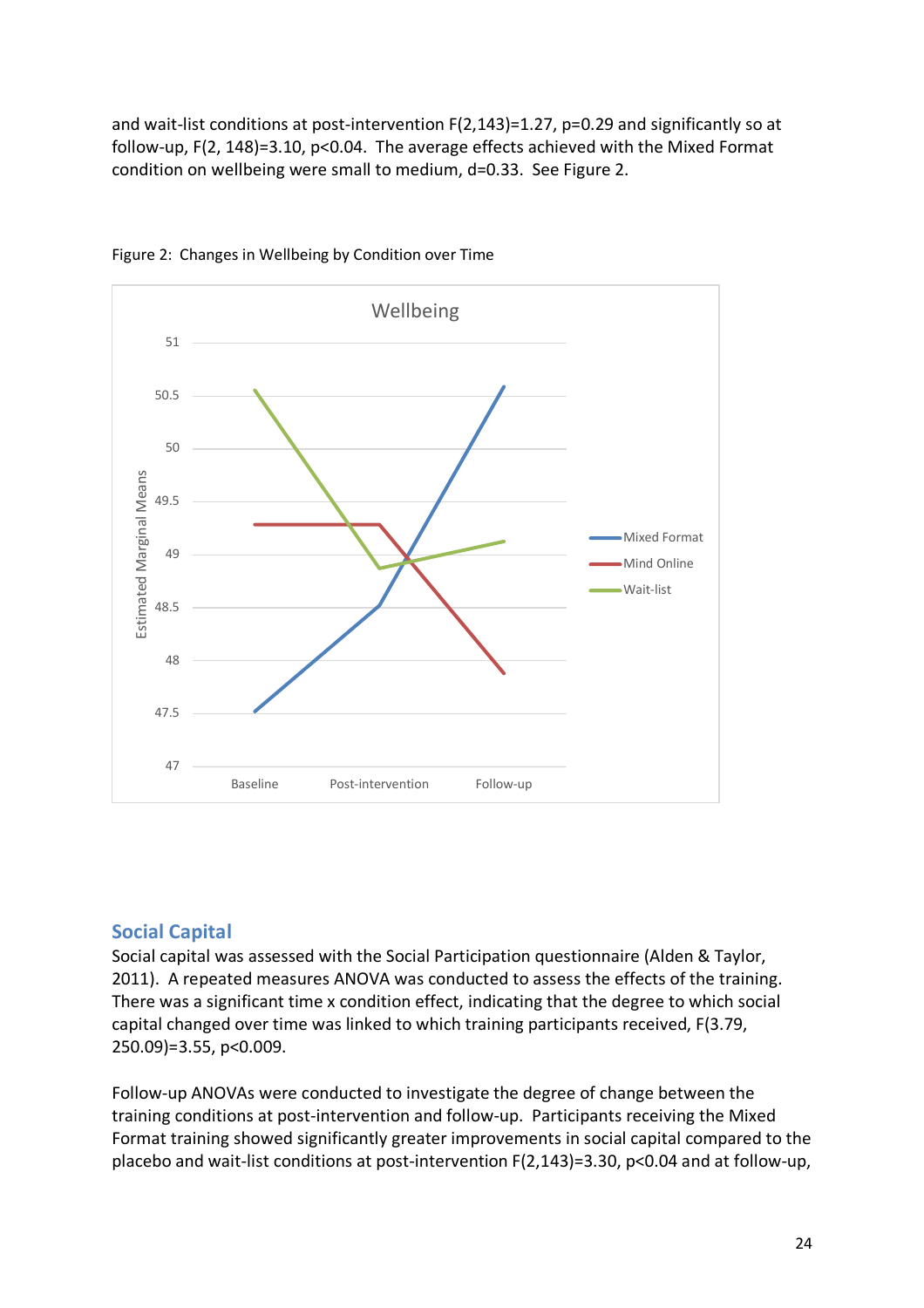and wait-list conditions at post-intervention $F(2,143)=1.27$, $p=0.29$ and significantly so at follow-up, $F(2, 148)=3.10$, $p<0.04$. The average effects achieved with the Mixed Format condition on wellbeing were small to medium, $d=0.33$. See Figure 2.

Figure 2: Changes in Wellbeing by Condition over Time

## Social Capital

Social capital was assessed with the Social Participation questionnaire (Alden & Taylor, 2011). A repeated measures ANOVA was conducted to assess the effects of the training. There was a significant time x condition effect, indicating that the degree to which social capital changed over time was linked to which training participants received, $F(3.79, 250.09)=3.55$, $p<0.009$.

Follow-up ANOVAs were conducted to investigate the degree of change between the training conditions at post-intervention and follow-up. Participants receiving the Mixed Format training showed significantly greater improvements in social capital compared to the placebo and wait-list conditions at post-intervention $F(2,143)=3.30$, $p<0.04$ and at follow-up,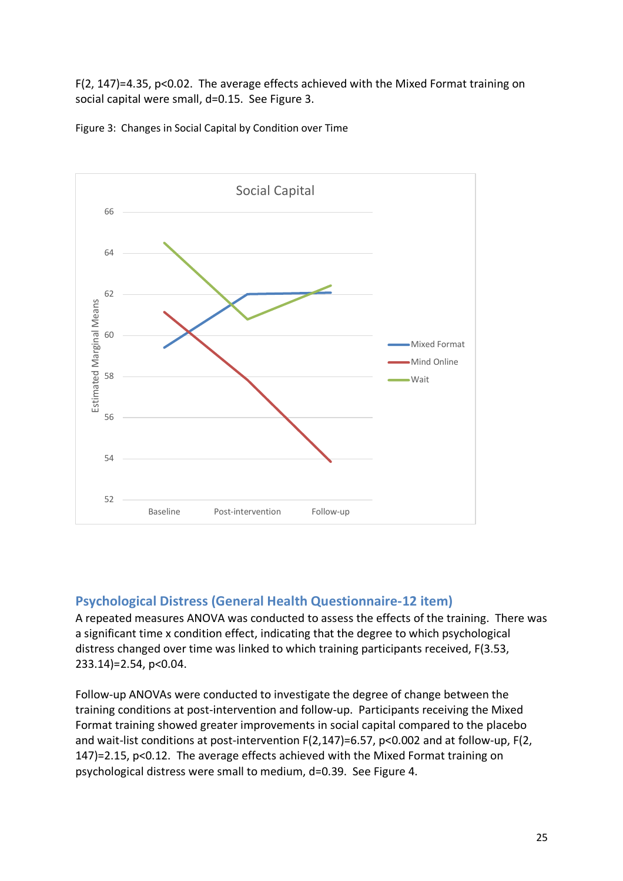$F(2, 147)=4.35$, $p<0.02$. The average effects achieved with the Mixed Format training on social capital were small, $d=0.15$. See Figure 3.

Figure 3: Changes in Social Capital by Condition over Time

## Psychological Distress (General Health Questionnaire-12 item)

A repeated measures ANOVA was conducted to assess the effects of the training. There was a significant time x condition effect, indicating that the degree to which psychological distress changed over time was linked to which training participants received, $F(3.53, 233.14)=2.54$, $p<0.04$.

Follow-up ANOVAs were conducted to investigate the degree of change between the training conditions at post-intervention and follow-up. Participants receiving the Mixed Format training showed greater improvements in social capital compared to the placebo and wait-list conditions at post-intervention $F(2,147)=6.57$, $p<0.002$ and at follow-up, $F(2, 147)=2.15$, $p<0.12$. The average effects achieved with the Mixed Format training on psychological distress were small to medium, $d=0.39$. See Figure 4.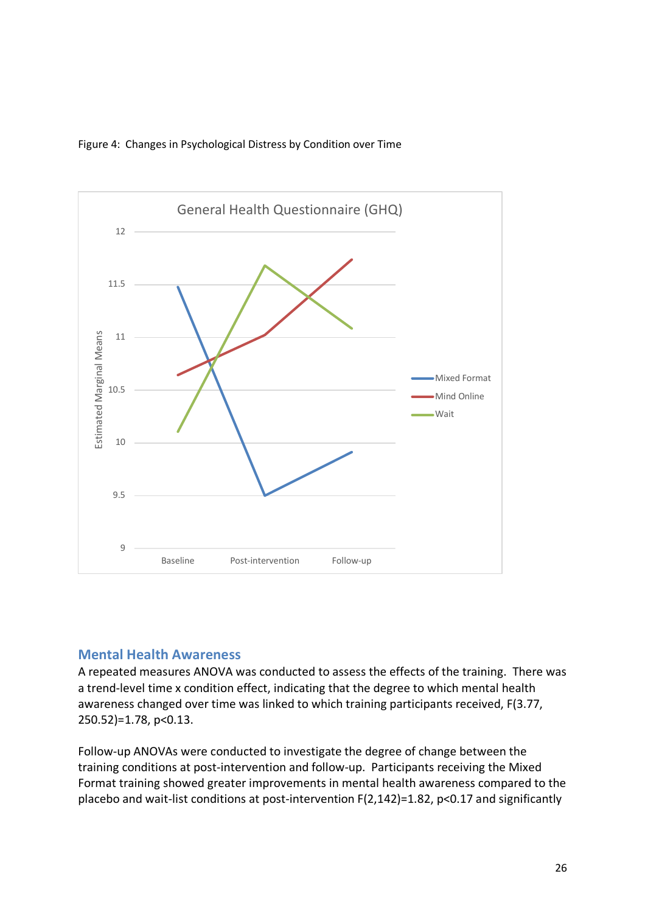Figure 4: Changes in Psychological Distress by Condition over Time

## Mental Health Awareness

A repeated measures ANOVA was conducted to assess the effects of the training. There was a trend-level time x condition effect, indicating that the degree to which mental health awareness changed over time was linked to which training participants received, $F(3.77, 250.52)=1.78$, $p<0.13$.

Follow-up ANOVAs were conducted to investigate the degree of change between the training conditions at post-intervention and follow-up. Participants receiving the Mixed Format training showed greater improvements in mental health awareness compared to the placebo and wait-list conditions at post-intervention $F(2,142)=1.82$, $p<0.17$ and significantly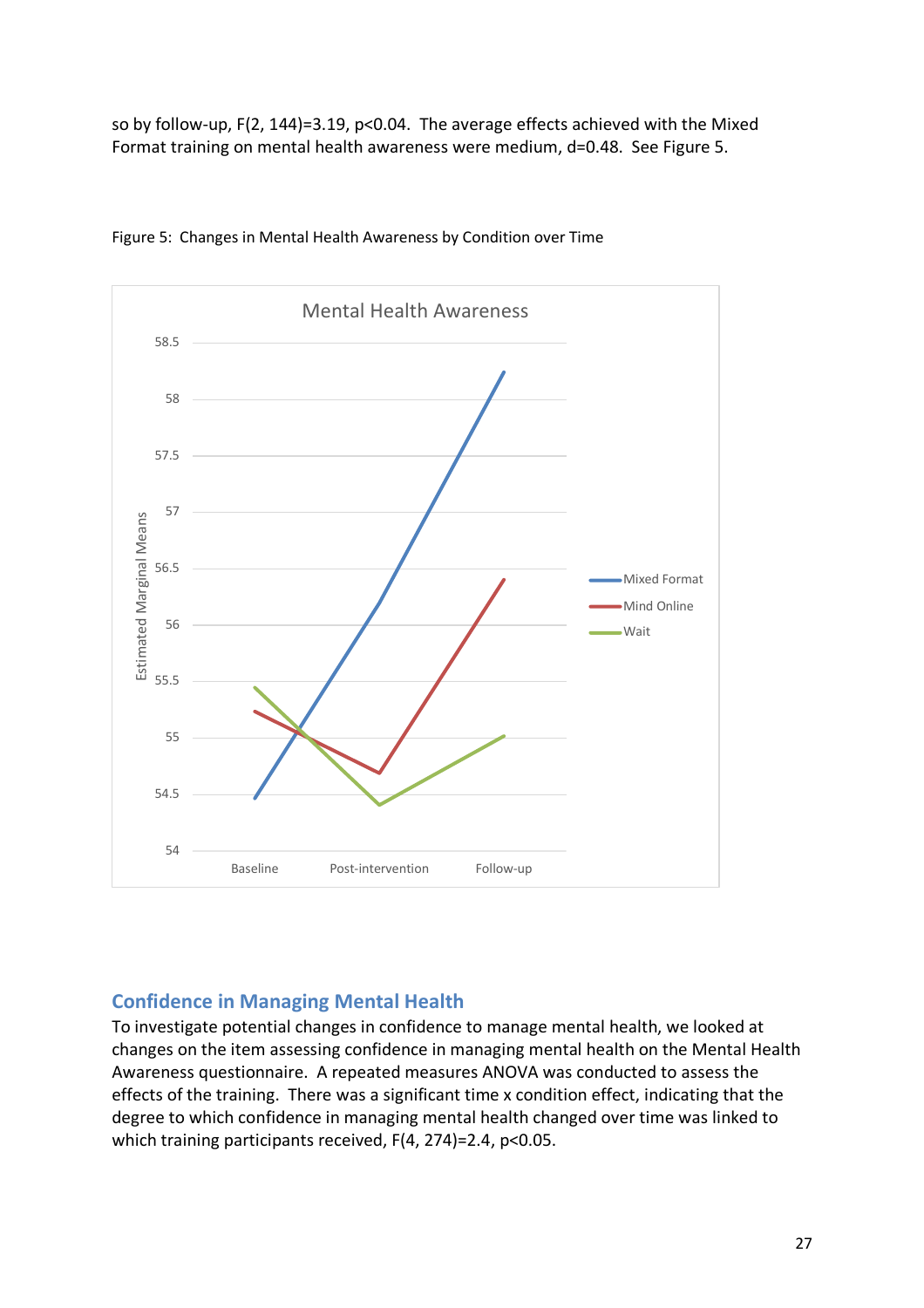so by follow-up, $F(2, 144)=3.19$, $p<0.04$. The average effects achieved with the Mixed Format training on mental health awareness were medium, $d=0.48$. See Figure 5.

Figure 5: Changes in Mental Health Awareness by Condition over Time

## Confidence in Managing Mental Health

To investigate potential changes in confidence to manage mental health, we looked at changes on the item assessing confidence in managing mental health on the Mental Health Awareness questionnaire. A repeated measures ANOVA was conducted to assess the effects of the training. There was a significant time x condition effect, indicating that the degree to which confidence in managing mental health changed over time was linked to which training participants received, $F(4, 274)=2.4$, $p<0.05$.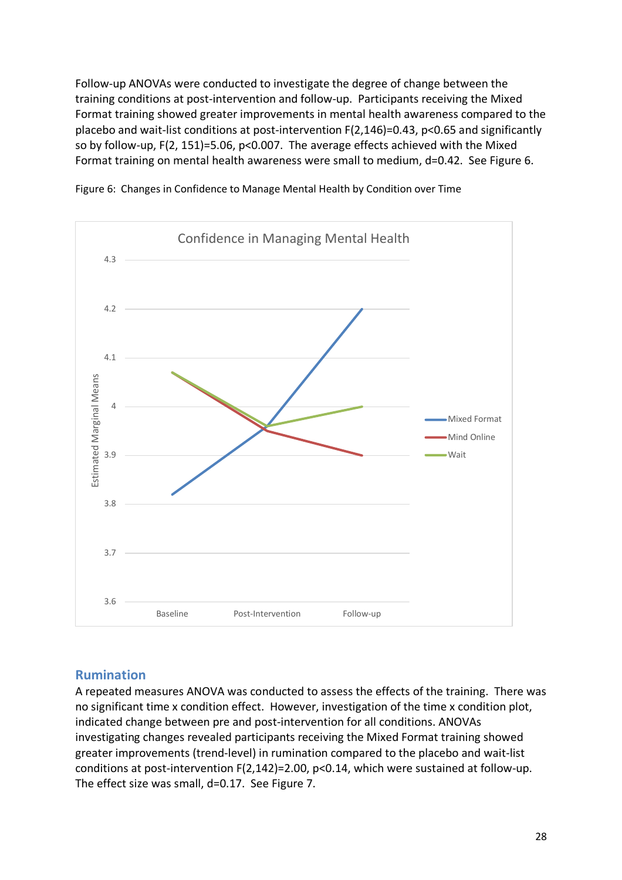Follow-up ANOVAs were conducted to investigate the degree of change between the training conditions at post-intervention and follow-up. Participants receiving the Mixed Format training showed greater improvements in mental health awareness compared to the placebo and wait-list conditions at post-intervention $F(2,146)=0.43$, $p<0.65$ and significantly so by follow-up, $F(2, 151)=5.06$, $p<0.007$. The average effects achieved with the Mixed Format training on mental health awareness were small to medium, $d=0.42$. See Figure 6.

Figure 6: Changes in Confidence to Manage Mental Health by Condition over Time

## Rumination

A repeated measures ANOVA was conducted to assess the effects of the training. There was no significant time x condition effect. However, investigation of the time x condition plot, indicated change between pre and post-intervention for all conditions. ANOVAs investigating changes revealed participants receiving the Mixed Format training showed greater improvements (trend-level) in rumination compared to the placebo and wait-list conditions at post-intervention $F(2,142)=2.00$, $p<0.14$, which were sustained at follow-up. The effect size was small, $d=0.17$. See Figure 7.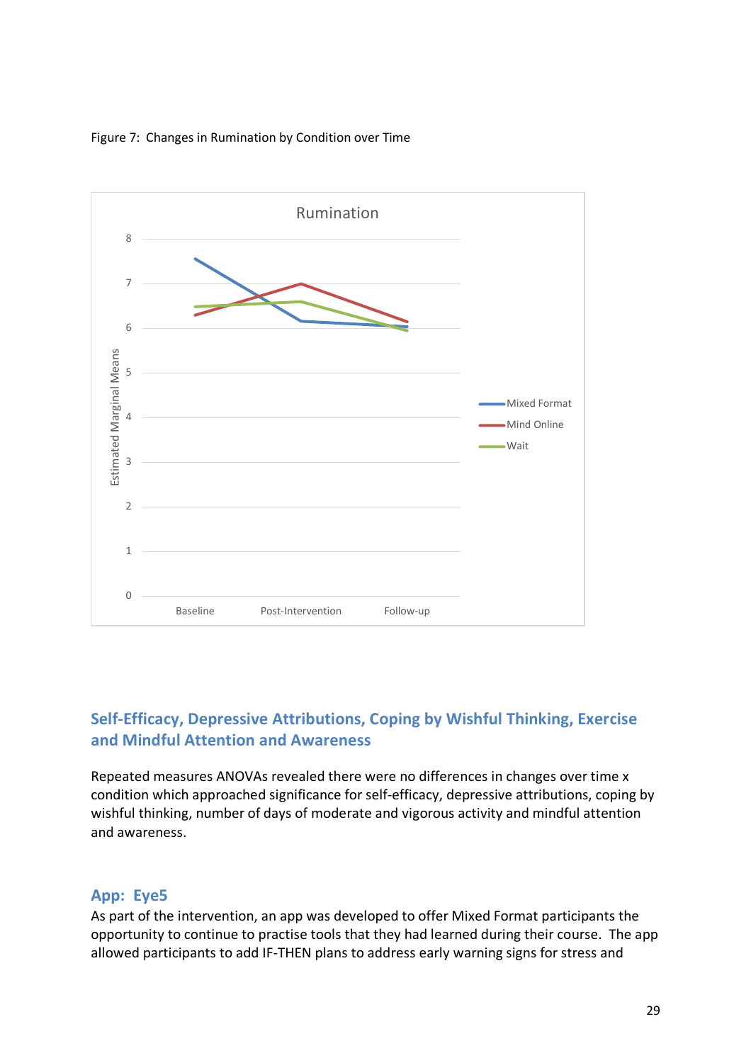Figure 7: Changes in Rumination by Condition over Time

## Self-Efficacy, Depressive Attributions, Coping by Wishful Thinking, Exercise and Mindful Attention and Awareness

Repeated measures ANOVAs revealed there were no differences in changes over time x condition which approached significance for self-efficacy, depressive attributions, coping by wishful thinking, number of days of moderate and vigorous activity and mindful attention and awareness.

## App: Eye5

As part of the intervention, an app was developed to offer Mixed Format participants the opportunity to continue to practise tools that they had learned during their course. The app allowed participants to add IF-THEN plans to address early warning signs for stress and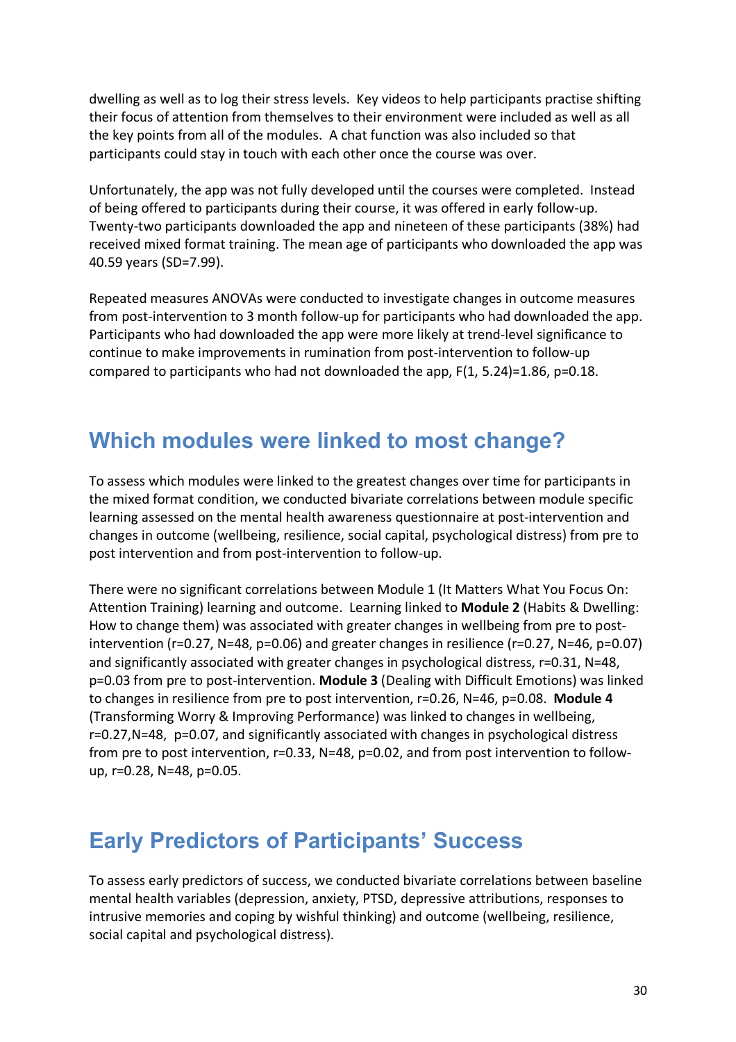dwelling as well as to log their stress levels. Key videos to help participants practise shifting their focus of attention from themselves to their environment were included as well as all the key points from all of the modules. A chat function was also included so that participants could stay in touch with each other once the course was over.

Unfortunately, the app was not fully developed until the courses were completed. Instead of being offered to participants during their course, it was offered in early follow-up. Twenty-two participants downloaded the app and nineteen of these participants (38%) had received mixed format training. The mean age of participants who downloaded the app was 40.59 years (SD=7.99).

Repeated measures ANOVAs were conducted to investigate changes in outcome measures from post-intervention to 3 month follow-up for participants who had downloaded the app. Participants who had downloaded the app were more likely at trend-level significance to continue to make improvements in rumination from post-intervention to follow-up compared to participants who had not downloaded the app, $F(1, 5.24)=1.86$, $p=0.18$.

## Which modules were linked to most change?

To assess which modules were linked to the greatest changes over time for participants in the mixed format condition, we conducted bivariate correlations between module specific learning assessed on the mental health awareness questionnaire at post-intervention and changes in outcome (wellbeing, resilience, social capital, psychological distress) from pre to post intervention and from post-intervention to follow-up.

There were no significant correlations between Module 1 (It Matters What You Focus On: Attention Training) learning and outcome. Learning linked to **Module 2** (Habits & Dwelling: How to change them) was associated with greater changes in wellbeing from pre to post-intervention ($r=0.27$, $N=48$, $p=0.06$) and greater changes in resilience ($r=0.27$, $N=46$, $p=0.07$) and significantly associated with greater changes in psychological distress, $r=0.31$, $N=48$, $p=0.03$ from pre to post-intervention. **Module 3** (Dealing with Difficult Emotions) was linked to changes in resilience from pre to post intervention, $r=0.26$, $N=46$, $p=0.08$. **Module 4** (Transforming Worry & Improving Performance) was linked to changes in wellbeing, $r=0.27$, $N=48$, $p=0.07$, and significantly associated with changes in psychological distress from pre to post intervention, $r=0.33$, $N=48$, $p=0.02$, and from post intervention to follow-up, $r=0.28$, $N=48$, $p=0.05$.

## Early Predictors of Participants' Success

To assess early predictors of success, we conducted bivariate correlations between baseline mental health variables (depression, anxiety, PTSD, depressive attributions, responses to intrusive memories and coping by wishful thinking) and outcome (wellbeing, resilience, social capital and psychological distress).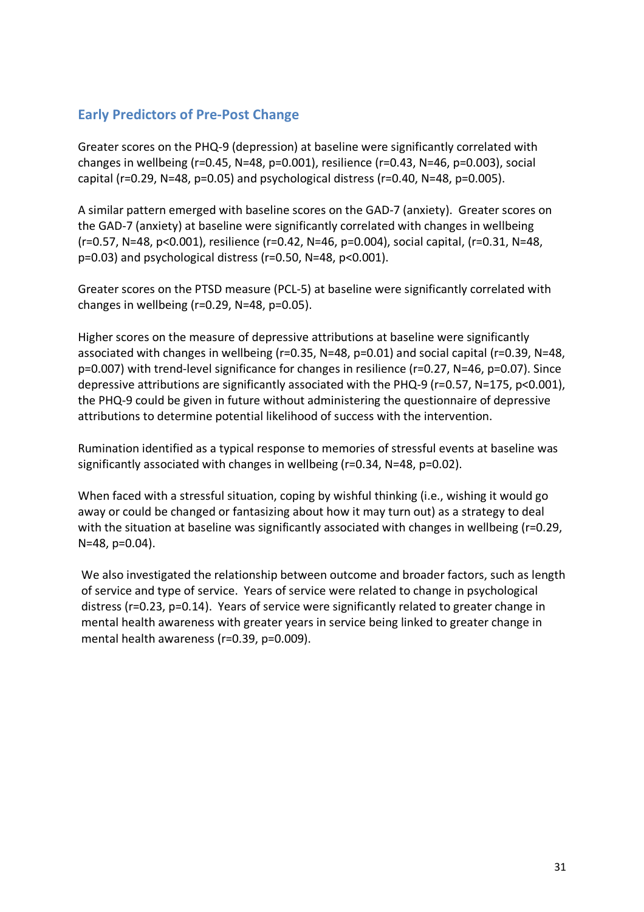## Early Predictors of Pre-Post Change

Greater scores on the PHQ-9 (depression) at baseline were significantly correlated with changes in wellbeing ($r=0.45$, $N=48$, $p=0.001$), resilience ($r=0.43$, $N=46$, $p=0.003$), social capital ($r=0.29$, $N=48$, $p=0.05$) and psychological distress ($r=0.40$, $N=48$, $p=0.005$).

A similar pattern emerged with baseline scores on the GAD-7 (anxiety). Greater scores on the GAD-7 (anxiety) at baseline were significantly correlated with changes in wellbeing ($r=0.57$, $N=48$, $p<0.001$), resilience ($r=0.42$, $N=46$, $p=0.004$), social capital, ($r=0.31$, $N=48$, $p=0.03$) and psychological distress ($r=0.50$, $N=48$, $p<0.001$).

Greater scores on the PTSD measure (PCL-5) at baseline were significantly correlated with changes in wellbeing ($r=0.29$, $N=48$, $p=0.05$).

Higher scores on the measure of depressive attributions at baseline were significantly associated with changes in wellbeing ($r=0.35$, $N=48$, $p=0.01$) and social capital ($r=0.39$, $N=48$, $p=0.007$) with trend-level significance for changes in resilience ($r=0.27$, $N=46$, $p=0.07$). Since depressive attributions are significantly associated with the PHQ-9 ($r=0.57$, $N=175$, $p<0.001$), the PHQ-9 could be given in future without administering the questionnaire of depressive attributions to determine potential likelihood of success with the intervention.

Rumination identified as a typical response to memories of stressful events at baseline was significantly associated with changes in wellbeing ($r=0.34$, $N=48$, $p=0.02$).

When faced with a stressful situation, coping by wishful thinking (i.e., wishing it would go away or could be changed or fantasizing about how it may turn out) as a strategy to deal with the situation at baseline was significantly associated with changes in wellbeing ($r=0.29$, $N=48$, $p=0.04$).

We also investigated the relationship between outcome and broader factors, such as length of service and type of service. Years of service were related to change in psychological distress ($r=0.23$, $p=0.14$). Years of service were significantly related to greater change in mental health awareness with greater years in service being linked to greater change in mental health awareness ($r=0.39$, $p=0.009$).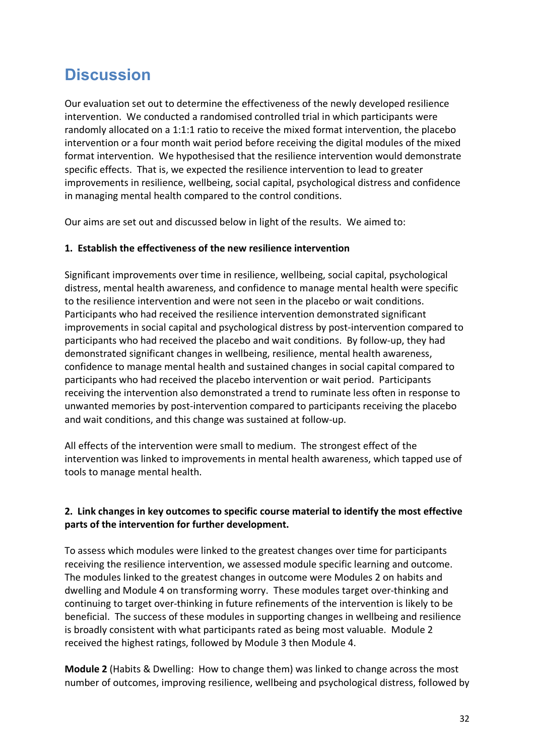## Discussion

Our evaluation set out to determine the effectiveness of the newly developed resilience intervention. We conducted a randomised controlled trial in which participants were randomly allocated on a 1:1:1 ratio to receive the mixed format intervention, the placebo intervention or a four month wait period before receiving the digital modules of the mixed format intervention. We hypothesised that the resilience intervention would demonstrate specific effects. That is, we expected the resilience intervention to lead to greater improvements in resilience, wellbeing, social capital, psychological distress and confidence in managing mental health compared to the control conditions.

Our aims are set out and discussed below in light of the results. We aimed to:

**1. Establish the effectiveness of the new resilience intervention**

Significant improvements over time in resilience, wellbeing, social capital, psychological distress, mental health awareness, and confidence to manage mental health were specific to the resilience intervention and were not seen in the placebo or wait conditions. Participants who had received the resilience intervention demonstrated significant improvements in social capital and psychological distress by post-intervention compared to participants who had received the placebo and wait conditions. By follow-up, they had demonstrated significant changes in wellbeing, resilience, mental health awareness, confidence to manage mental health and sustained changes in social capital compared to participants who had received the placebo intervention or wait period. Participants receiving the intervention also demonstrated a trend to ruminate less often in response to unwanted memories by post-intervention compared to participants receiving the placebo and wait conditions, and this change was sustained at follow-up.

All effects of the intervention were small to medium. The strongest effect of the intervention was linked to improvements in mental health awareness, which tapped use of tools to manage mental health.

**2. Link changes in key outcomes to specific course material to identify the most effective parts of the intervention for further development.**

To assess which modules were linked to the greatest changes over time for participants receiving the resilience intervention, we assessed module specific learning and outcome. The modules linked to the greatest changes in outcome were Modules 2 on habits and dwelling and Module 4 on transforming worry. These modules target over-thinking and continuing to target over-thinking in future refinements of the intervention is likely to be beneficial. The success of these modules in supporting changes in wellbeing and resilience is broadly consistent with what participants rated as being most valuable. Module 2 received the highest ratings, followed by Module 3 then Module 4.

**Module 2** (Habits & Dwelling: How to change them) was linked to change across the most number of outcomes, improving resilience, wellbeing and psychological distress, followed by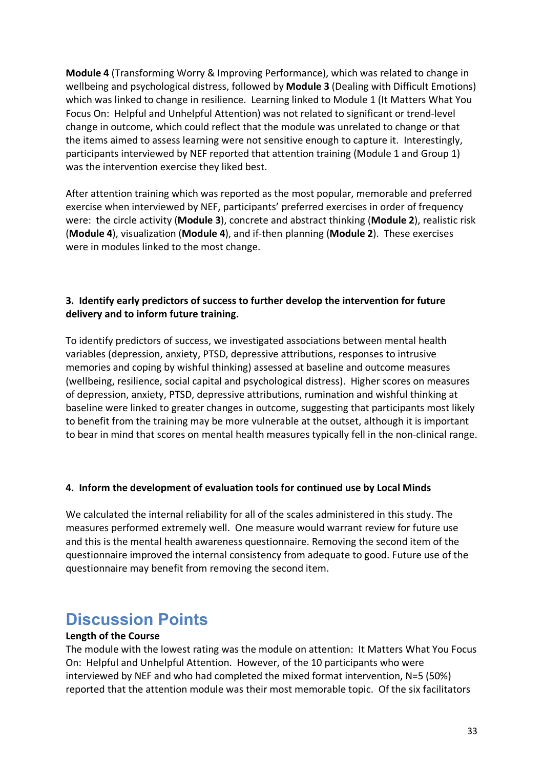**Module 4** (Transforming Worry & Improving Performance), which was related to change in wellbeing and psychological distress, followed by **Module 3** (Dealing with Difficult Emotions) which was linked to change in resilience. Learning linked to Module 1 (It Matters What You Focus On: Helpful and Unhelpful Attention) was not related to significant or trend-level change in outcome, which could reflect that the module was unrelated to change or that the items aimed to assess learning were not sensitive enough to capture it. Interestingly, participants interviewed by NEF reported that attention training (Module 1 and Group 1) was the intervention exercise they liked best.

After attention training which was reported as the most popular, memorable and preferred exercise when interviewed by NEF, participants' preferred exercises in order of frequency were: the circle activity (**Module 3**), concrete and abstract thinking (**Module 2**), realistic risk (**Module 4**), visualization (**Module 4**), and if-then planning (**Module 2**). These exercises were in modules linked to the most change.

**3. Identify early predictors of success to further develop the intervention for future delivery and to inform future training.**

To identify predictors of success, we investigated associations between mental health variables (depression, anxiety, PTSD, depressive attributions, responses to intrusive memories and coping by wishful thinking) assessed at baseline and outcome measures (wellbeing, resilience, social capital and psychological distress). Higher scores on measures of depression, anxiety, PTSD, depressive attributions, rumination and wishful thinking at baseline were linked to greater changes in outcome, suggesting that participants most likely to benefit from the training may be more vulnerable at the outset, although it is important to bear in mind that scores on mental health measures typically fell in the non-clinical range.

**4. Inform the development of evaluation tools for continued use by Local Minds**

We calculated the internal reliability for all of the scales administered in this study. The measures performed extremely well. One measure would warrant review for future use and this is the mental health awareness questionnaire. Removing the second item of the questionnaire improved the internal consistency from adequate to good. Future use of the questionnaire may benefit from removing the second item.

# Discussion Points

**Length of the Course**

The module with the lowest rating was the module on attention: It Matters What You Focus On: Helpful and Unhelpful Attention. However, of the 10 participants who were interviewed by NEF and who had completed the mixed format intervention, N=5 (50%) reported that the attention module was their most memorable topic. Of the six facilitators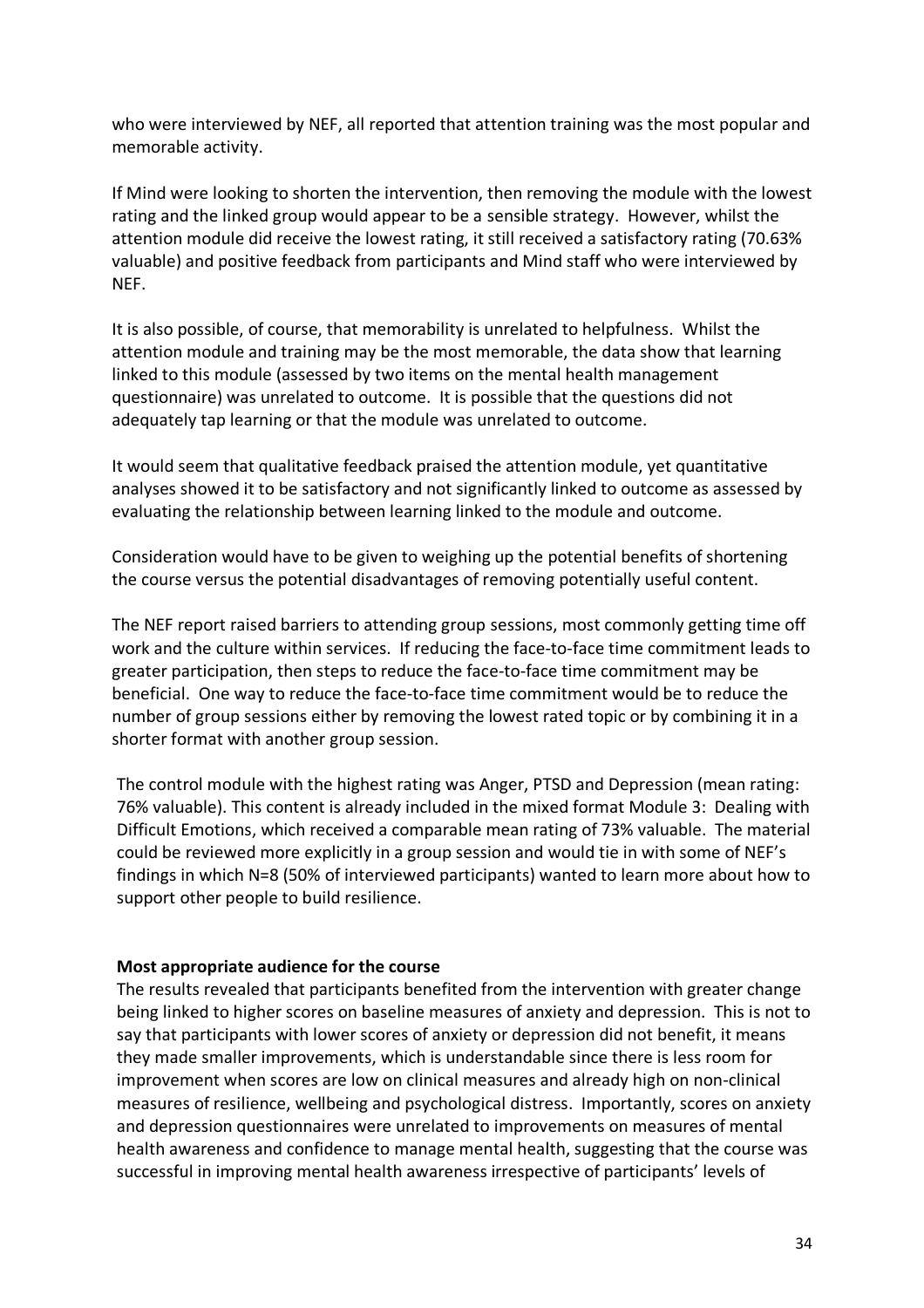who were interviewed by NEF, all reported that attention training was the most popular and memorable activity.

If Mind were looking to shorten the intervention, then removing the module with the lowest rating and the linked group would appear to be a sensible strategy. However, whilst the attention module did receive the lowest rating, it still received a satisfactory rating (70.63% valuable) and positive feedback from participants and Mind staff who were interviewed by NEF.

It is also possible, of course, that memorability is unrelated to helpfulness. Whilst the attention module and training may be the most memorable, the data show that learning linked to this module (assessed by two items on the mental health management questionnaire) was unrelated to outcome. It is possible that the questions did not adequately tap learning or that the module was unrelated to outcome.

It would seem that qualitative feedback praised the attention module, yet quantitative analyses showed it to be satisfactory and not significantly linked to outcome as assessed by evaluating the relationship between learning linked to the module and outcome.

Consideration would have to be given to weighing up the potential benefits of shortening the course versus the potential disadvantages of removing potentially useful content.

The NEF report raised barriers to attending group sessions, most commonly getting time off work and the culture within services. If reducing the face-to-face time commitment leads to greater participation, then steps to reduce the face-to-face time commitment may be beneficial. One way to reduce the face-to-face time commitment would be to reduce the number of group sessions either by removing the lowest rated topic or by combining it in a shorter format with another group session.

The control module with the highest rating was Anger, PTSD and Depression (mean rating: 76% valuable). This content is already included in the mixed format Module 3: Dealing with Difficult Emotions, which received a comparable mean rating of 73% valuable. The material could be reviewed more explicitly in a group session and would tie in with some of NEF's findings in which N=8 (50% of interviewed participants) wanted to learn more about how to support other people to build resilience.

**Most appropriate audience for the course**

The results revealed that participants benefited from the intervention with greater change being linked to higher scores on baseline measures of anxiety and depression. This is not to say that participants with lower scores of anxiety or depression did not benefit, it means they made smaller improvements, which is understandable since there is less room for improvement when scores are low on clinical measures and already high on non-clinical measures of resilience, wellbeing and psychological distress. Importantly, scores on anxiety and depression questionnaires were unrelated to improvements on measures of mental health awareness and confidence to manage mental health, suggesting that the course was successful in improving mental health awareness irrespective of participants' levels of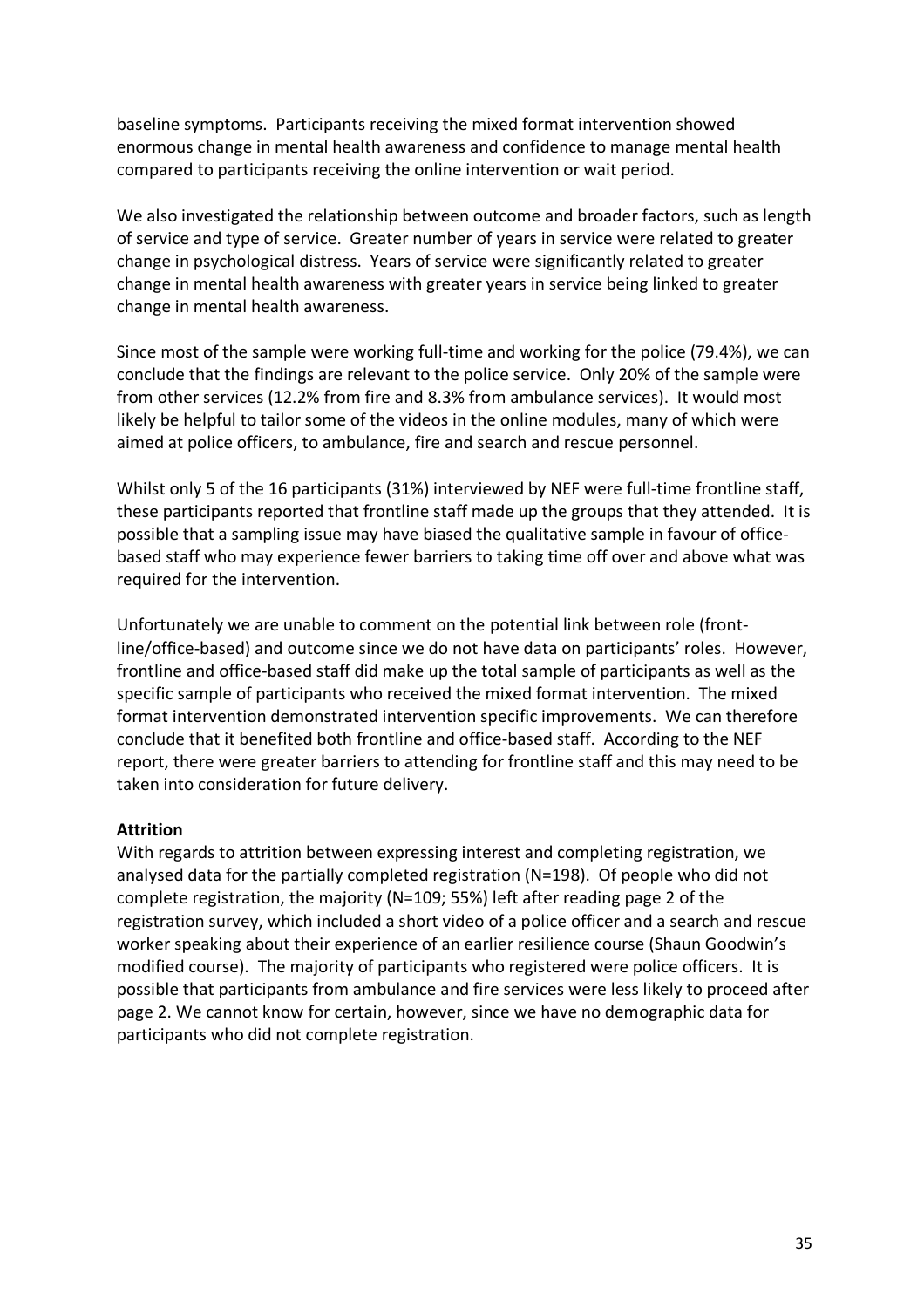baseline symptoms. Participants receiving the mixed format intervention showed enormous change in mental health awareness and confidence to manage mental health compared to participants receiving the online intervention or wait period.

We also investigated the relationship between outcome and broader factors, such as length of service and type of service. Greater number of years in service were related to greater change in psychological distress. Years of service were significantly related to greater change in mental health awareness with greater years in service being linked to greater change in mental health awareness.

Since most of the sample were working full-time and working for the police (79.4%), we can conclude that the findings are relevant to the police service. Only 20% of the sample were from other services (12.2% from fire and 8.3% from ambulance services). It would most likely be helpful to tailor some of the videos in the online modules, many of which were aimed at police officers, to ambulance, fire and search and rescue personnel.

Whilst only 5 of the 16 participants (31%) interviewed by NEF were full-time frontline staff, these participants reported that frontline staff made up the groups that they attended. It is possible that a sampling issue may have biased the qualitative sample in favour of office-based staff who may experience fewer barriers to taking time off over and above what was required for the intervention.

Unfortunately we are unable to comment on the potential link between role (front-line/office-based) and outcome since we do not have data on participants' roles. However, frontline and office-based staff did make up the total sample of participants as well as the specific sample of participants who received the mixed format intervention. The mixed format intervention demonstrated intervention specific improvements. We can therefore conclude that it benefited both frontline and office-based staff. According to the NEF report, there were greater barriers to attending for frontline staff and this may need to be taken into consideration for future delivery.

**Attrition**

With regards to attrition between expressing interest and completing registration, we analysed data for the partially completed registration (N=198). Of people who did not complete registration, the majority (N=109; 55%) left after reading page 2 of the registration survey, which included a short video of a police officer and a search and rescue worker speaking about their experience of an earlier resilience course (Shaun Goodwin's modified course). The majority of participants who registered were police officers. It is possible that participants from ambulance and fire services were less likely to proceed after page 2. We cannot know for certain, however, since we have no demographic data for participants who did not complete registration.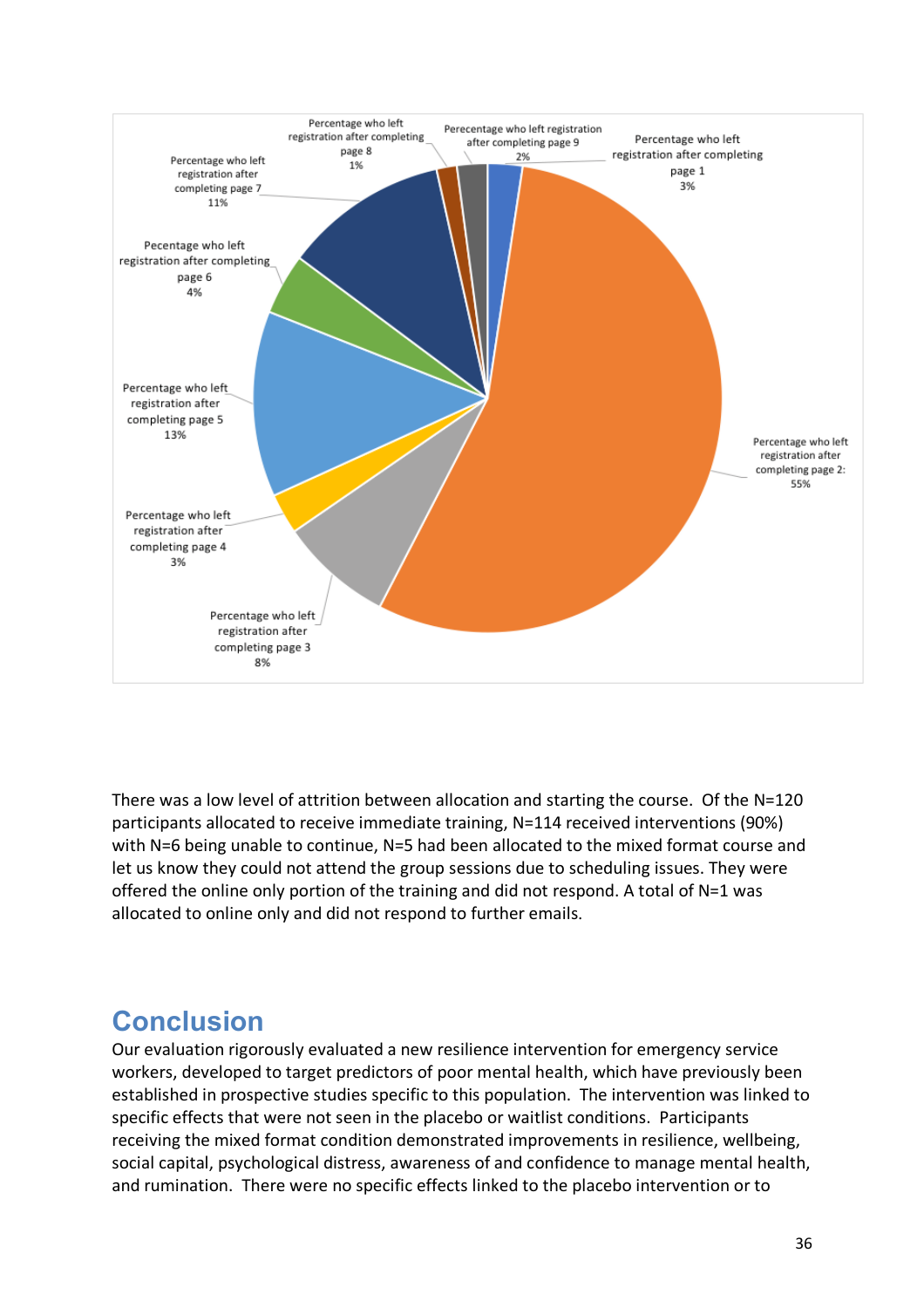Percentage who left registration after completing page 1
3%

Percentage who left registration after completing page 2:
55%

Percentage who left registration after completing page 3
8%

Percentage who left registration after completing page 4
3%

Percentage who left registration after completing page 5
13%

Pecentage who left registration after completing page 6
4%

Percentage who left registration after completing page 7
11%

Percentage who left registration after completing page 8
1%

Perecentage who left registration after completing page 9
2%

There was a low level of attrition between allocation and starting the course. Of the N=120 participants allocated to receive immediate training, N=114 received interventions (90%) with N=6 being unable to continue, N=5 had been allocated to the mixed format course and let us know they could not attend the group sessions due to scheduling issues. They were offered the online only portion of the training and did not respond. A total of N=1 was allocated to online only and did not respond to further emails.

# Conclusion

Our evaluation rigorously evaluated a new resilience intervention for emergency service workers, developed to target predictors of poor mental health, which have previously been established in prospective studies specific to this population. The intervention was linked to specific effects that were not seen in the placebo or waitlist conditions. Participants receiving the mixed format condition demonstrated improvements in resilience, wellbeing, social capital, psychological distress, awareness of and confidence to manage mental health, and rumination. There were no specific effects linked to the placebo intervention or to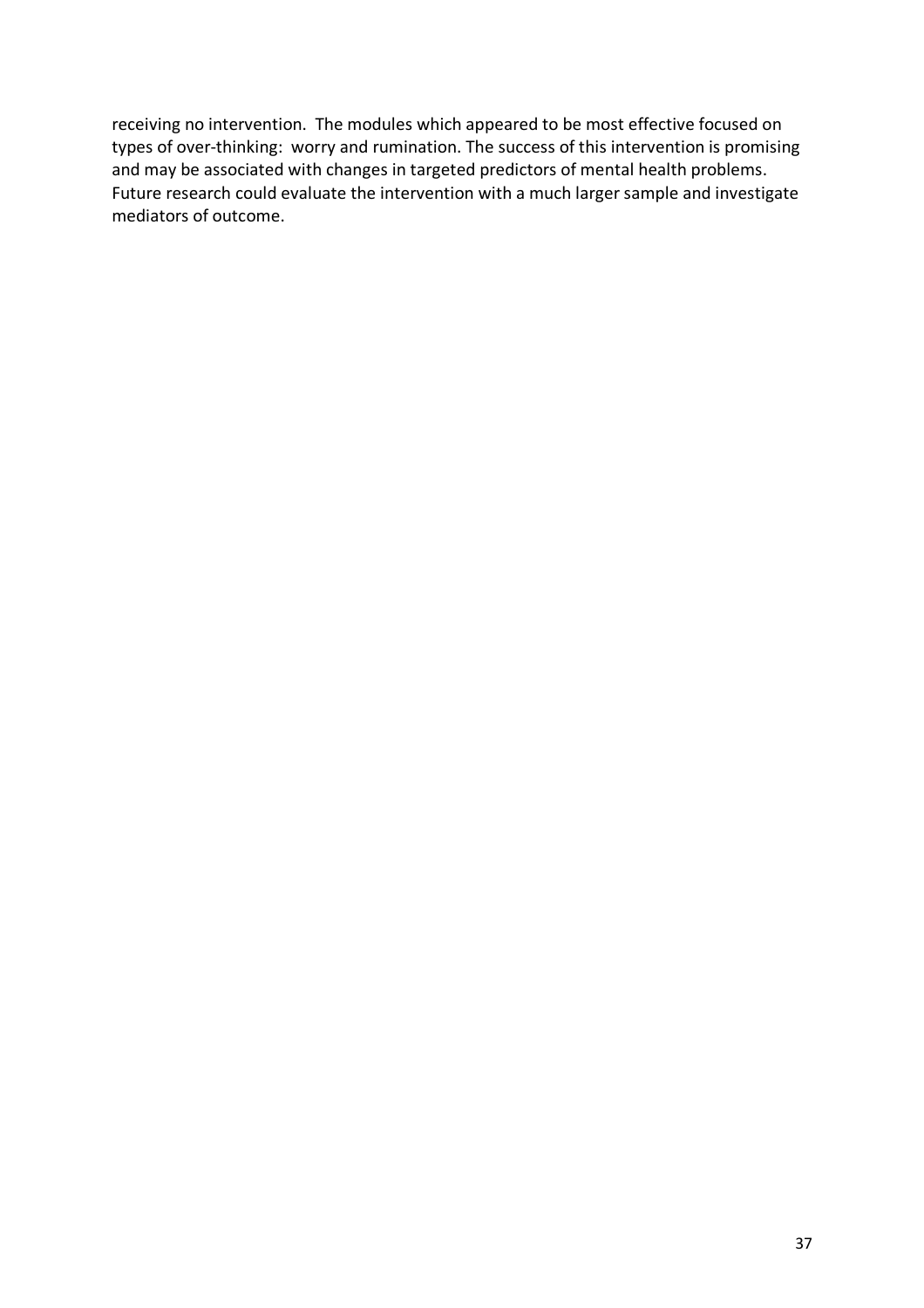receiving no intervention. The modules which appeared to be most effective focused on types of over-thinking: worry and rumination. The success of this intervention is promising and may be associated with changes in targeted predictors of mental health problems. Future research could evaluate the intervention with a much larger sample and investigate mediators of outcome.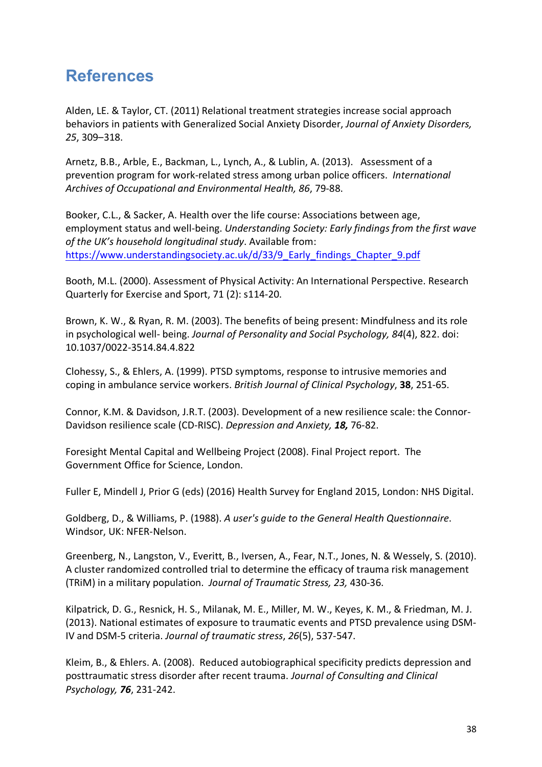# References

Alden, LE. & Taylor, CT. (2011) Relational treatment strategies increase social approach behaviors in patients with Generalized Social Anxiety Disorder, *Journal of Anxiety Disorders, 25*, 309–318.

Arnetz, B.B., Arble, E., Backman, L., Lynch, A., & Lublin, A. (2013). Assessment of a prevention program for work-related stress among urban police officers. *International Archives of Occupational and Environmental Health, 86*, 79-88.

Booker, C.L., & Sacker, A. Health over the life course: Associations between age, employment status and well-being. *Understanding Society: Early findings from the first wave of the UK's household longitudinal study*. Available from: https://www.understandingsociety.ac.uk/d/33/9_Early_findings_Chapter_9.pdf

Booth, M.L. (2000). Assessment of Physical Activity: An International Perspective. Research Quarterly for Exercise and Sport, 71 (2): s114-20.

Brown, K. W., & Ryan, R. M. (2003). The benefits of being present: Mindfulness and its role in psychological well- being. *Journal of Personality and Social Psychology, 84*(4), 822. doi: 10.1037/0022-3514.84.4.822

Clohessy, S., & Ehlers, A. (1999). PTSD symptoms, response to intrusive memories and coping in ambulance service workers. *British Journal of Clinical Psychology*, **38**, 251-65.

Connor, K.M. & Davidson, J.R.T. (2003). Development of a new resilience scale: the Connor-Davidson resilience scale (CD-RISC). *Depression and Anxiety,* ***18,*** 76-82.

Foresight Mental Capital and Wellbeing Project (2008). Final Project report. The Government Office for Science, London.

Fuller E, Mindell J, Prior G (eds) (2016) Health Survey for England 2015, London: NHS Digital.

Goldberg, D., & Williams, P. (1988). *A user's guide to the General Health Questionnaire*. Windsor, UK: NFER-Nelson.

Greenberg, N., Langston, V., Everitt, B., Iversen, A., Fear, N.T., Jones, N. & Wessely, S. (2010). A cluster randomized controlled trial to determine the efficacy of trauma risk management (TRiM) in a military population. *Journal of Traumatic Stress, 23,* 430-36.

Kilpatrick, D. G., Resnick, H. S., Milanak, M. E., Miller, M. W., Keyes, K. M., & Friedman, M. J. (2013). National estimates of exposure to traumatic events and PTSD prevalence using DSM-IV and DSM-5 criteria. *Journal of traumatic stress*, *26*(5), 537-547.

Kleim, B., & Ehlers. A. (2008). Reduced autobiographical specificity predicts depression and posttraumatic stress disorder after recent trauma. *Journal of Consulting and Clinical Psychology,* ***76***, 231-242.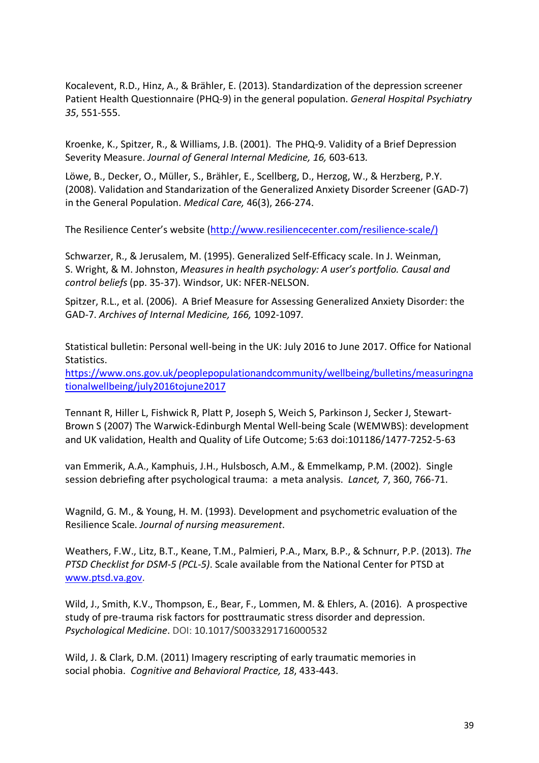Kocalevent, R.D., Hinz, A., & Brähler, E. (2013). Standardization of the depression screener Patient Health Questionnaire (PHQ-9) in the general population. *General Hospital Psychiatry 35*, 551-555.

Kroenke, K., Spitzer, R., & Williams, J.B. (2001). The PHQ-9. Validity of a Brief Depression Severity Measure. *Journal of General Internal Medicine, 16,* 603-613*.*

Löwe, B., Decker, O., Müller, S., Brähler, E., Scellberg, D., Herzog, W., & Herzberg, P.Y. (2008). Validation and Standarization of the Generalized Anxiety Disorder Screener (GAD-7) in the General Population. *Medical Care,* 46(3), 266-274.

The Resilience Center's website (http://www.resiliencecenter.com/resilience-scale/)

Schwarzer, R., & Jerusalem, M. (1995). Generalized Self-Efficacy scale. In J. Weinman, S. Wright, & M. Johnston, *Measures in health psychology: A user's portfolio. Causal and control beliefs* (pp. 35-37). Windsor, UK: NFER-NELSON.

Spitzer, R.L., et al. (2006). A Brief Measure for Assessing Generalized Anxiety Disorder: the GAD-7. *Archives of Internal Medicine, 166,* 1092-1097*.*

Statistical bulletin: Personal well-being in the UK: July 2016 to June 2017. Office for National Statistics. https://www.ons.gov.uk/peoplepopulationandcommunity/wellbeing/bulletins/measuringnationalwellbeing/july2016tojune2017

Tennant R, Hiller L, Fishwick R, Platt P, Joseph S, Weich S, Parkinson J, Secker J, Stewart-Brown S (2007) The Warwick-Edinburgh Mental Well-being Scale (WEMWBS): development and UK validation, Health and Quality of Life Outcome; 5:63 doi:101186/1477-7252-5-63

van Emmerik, A.A., Kamphuis, J.H., Hulsbosch, A.M., & Emmelkamp, P.M. (2002). Single session debriefing after psychological trauma: a meta analysis. *Lancet, 7*, 360, 766-71.

Wagnild, G. M., & Young, H. M. (1993). Development and psychometric evaluation of the Resilience Scale. *Journal of nursing measurement*.

Weathers, F.W., Litz, B.T., Keane, T.M., Palmieri, P.A., Marx, B.P., & Schnurr, P.P. (2013). *The PTSD Checklist for DSM-5 (PCL-5)*. Scale available from the National Center for PTSD at www.ptsd.va.gov.

Wild, J., Smith, K.V., Thompson, E., Bear, F., Lommen, M. & Ehlers, A. (2016). A prospective study of pre-trauma risk factors for posttraumatic stress disorder and depression. *Psychological Medicine*. DOI: 10.1017/S0033291716000532

Wild, J. & Clark, D.M. (2011) Imagery rescripting of early traumatic memories in social phobia. *Cognitive and Behavioral Practice, 18*, 433-443.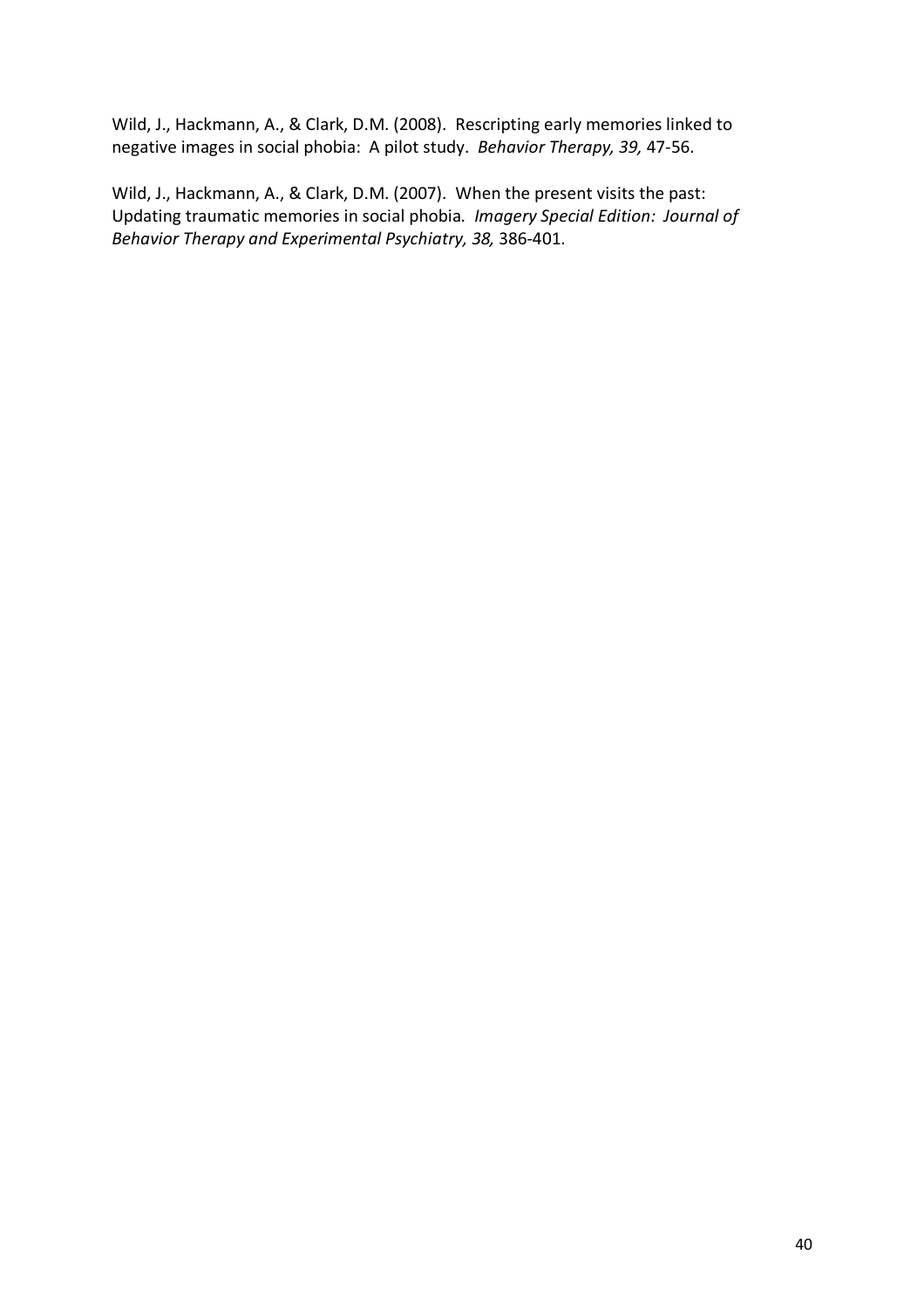Wild, J., Hackmann, A., & Clark, D.M. (2008). Rescripting early memories linked to negative images in social phobia: A pilot study. *Behavior Therapy, 39,* 47-56.

Wild, J., Hackmann, A., & Clark, D.M. (2007). When the present visits the past: Updating traumatic memories in social phobia*. Imagery Special Edition: Journal of Behavior Therapy and Experimental Psychiatry, 38,* 386-401.